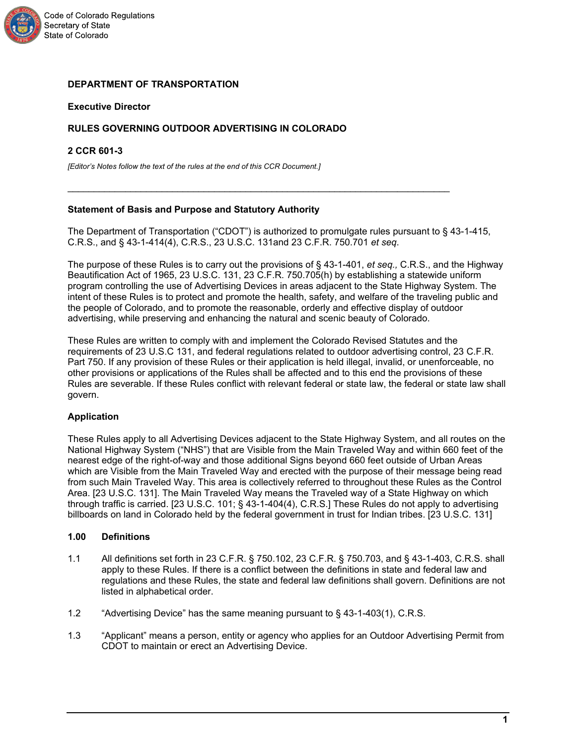**DEPARTMENT OF TRANSPORTATION**

**Executive Director**

**RULES GOVERNING OUTDOOR ADVERTISING IN COLORADO**

**2 CCR 601-3**

*[Editor's Notes follow the text of the rules at the end of this CCR Document.]*

---

**Statement of Basis and Purpose and Statutory Authority**

The Department of Transportation ("CDOT") is authorized to promulgate rules pursuant to § 43-1-415, C.R.S., and § 43-1-414(4), C.R.S., 23 U.S.C. 131and 23 C.F.R. 750.701 *et seq*.

The purpose of these Rules is to carry out the provisions of § 43-1-401, *et seq.,* C.R.S., and the Highway Beautification Act of 1965, 23 U.S.C. 131, 23 C.F.R. 750.705(h) by establishing a statewide uniform program controlling the use of Advertising Devices in areas adjacent to the State Highway System. The intent of these Rules is to protect and promote the health, safety, and welfare of the traveling public and the people of Colorado, and to promote the reasonable, orderly and effective display of outdoor advertising, while preserving and enhancing the natural and scenic beauty of Colorado.

These Rules are written to comply with and implement the Colorado Revised Statutes and the requirements of 23 U.S.C 131, and federal regulations related to outdoor advertising control, 23 C.F.R. Part 750. If any provision of these Rules or their application is held illegal, invalid, or unenforceable, no other provisions or applications of the Rules shall be affected and to this end the provisions of these Rules are severable. If these Rules conflict with relevant federal or state law, the federal or state law shall govern.

**Application**

These Rules apply to all Advertising Devices adjacent to the State Highway System, and all routes on the National Highway System ("NHS") that are Visible from the Main Traveled Way and within 660 feet of the nearest edge of the right-of-way and those additional Signs beyond 660 feet outside of Urban Areas which are Visible from the Main Traveled Way and erected with the purpose of their message being read from such Main Traveled Way. This area is collectively referred to throughout these Rules as the Control Area. [23 U.S.C. 131]. The Main Traveled Way means the Traveled way of a State Highway on which through traffic is carried. [23 U.S.C. 101; § 43-1-404(4), C.R.S.] These Rules do not apply to advertising billboards on land in Colorado held by the federal government in trust for Indian tribes. [23 U.S.C. 131]

**1.00 Definitions**

1.1 All definitions set forth in 23 C.F.R. § 750.102, 23 C.F.R. § 750.703, and § 43-1-403, C.R.S. shall apply to these Rules. If there is a conflict between the definitions in state and federal law and regulations and these Rules, the state and federal law definitions shall govern. Definitions are not listed in alphabetical order.

1.2 "Advertising Device" has the same meaning pursuant to § 43-1-403(1), C.R.S.

1.3 "Applicant" means a person, entity or agency who applies for an Outdoor Advertising Permit from CDOT to maintain or erect an Advertising Device.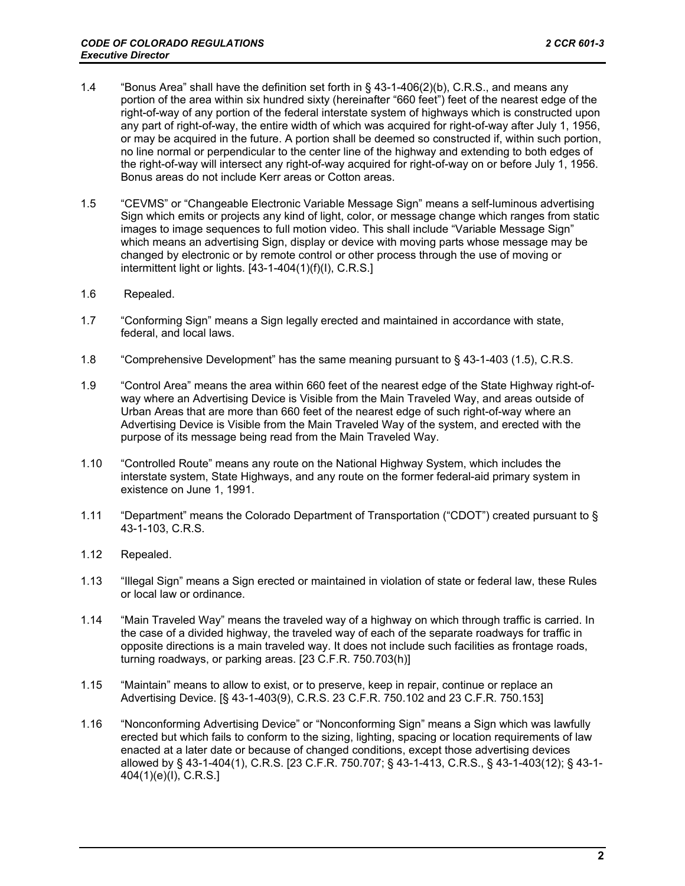1.4 "Bonus Area" shall have the definition set forth in § 43-1-406(2)(b), C.R.S., and means any portion of the area within six hundred sixty (hereinafter "660 feet") feet of the nearest edge of the right-of-way of any portion of the federal interstate system of highways which is constructed upon any part of right-of-way, the entire width of which was acquired for right-of-way after July 1, 1956, or may be acquired in the future. A portion shall be deemed so constructed if, within such portion, no line normal or perpendicular to the center line of the highway and extending to both edges of the right-of-way will intersect any right-of-way acquired for right-of-way on or before July 1, 1956. Bonus areas do not include Kerr areas or Cotton areas.

1.5 "CEVMS" or "Changeable Electronic Variable Message Sign" means a self-luminous advertising Sign which emits or projects any kind of light, color, or message change which ranges from static images to image sequences to full motion video. This shall include "Variable Message Sign" which means an advertising Sign, display or device with moving parts whose message may be changed by electronic or by remote control or other process through the use of moving or intermittent light or lights. [43-1-404(1)(f)(I), C.R.S.]

1.6 Repealed.

1.7 "Conforming Sign" means a Sign legally erected and maintained in accordance with state, federal, and local laws.

1.8 "Comprehensive Development" has the same meaning pursuant to § 43-1-403 (1.5), C.R.S.

1.9 "Control Area" means the area within 660 feet of the nearest edge of the State Highway right-of-way where an Advertising Device is Visible from the Main Traveled Way, and areas outside of Urban Areas that are more than 660 feet of the nearest edge of such right-of-way where an Advertising Device is Visible from the Main Traveled Way of the system, and erected with the purpose of its message being read from the Main Traveled Way.

1.10 "Controlled Route" means any route on the National Highway System, which includes the interstate system, State Highways, and any route on the former federal-aid primary system in existence on June 1, 1991.

1.11 "Department" means the Colorado Department of Transportation ("CDOT") created pursuant to § 43-1-103, C.R.S.

1.12 Repealed.

1.13 "Illegal Sign" means a Sign erected or maintained in violation of state or federal law, these Rules or local law or ordinance.

1.14 "Main Traveled Way" means the traveled way of a highway on which through traffic is carried. In the case of a divided highway, the traveled way of each of the separate roadways for traffic in opposite directions is a main traveled way. It does not include such facilities as frontage roads, turning roadways, or parking areas. [23 C.F.R. 750.703(h)]

1.15 "Maintain" means to allow to exist, or to preserve, keep in repair, continue or replace an Advertising Device. [§ 43-1-403(9), C.R.S. 23 C.F.R. 750.102 and 23 C.F.R. 750.153]

1.16 "Nonconforming Advertising Device" or "Nonconforming Sign" means a Sign which was lawfully erected but which fails to conform to the sizing, lighting, spacing or location requirements of law enacted at a later date or because of changed conditions, except those advertising devices allowed by § 43-1-404(1), C.R.S. [23 C.F.R. 750.707; § 43-1-413, C.R.S., § 43-1-403(12); § 43-1-404(1)(e)(I), C.R.S.]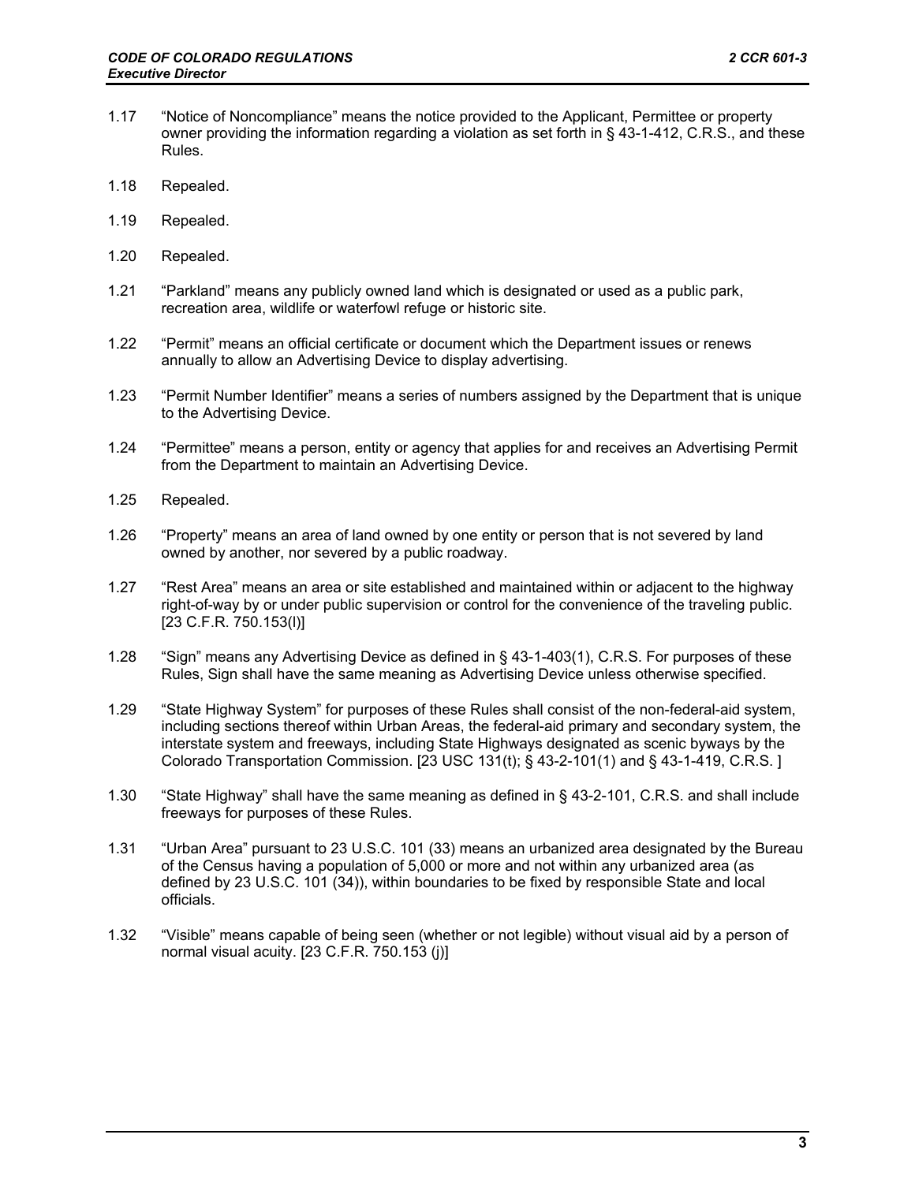1.17 "Notice of Noncompliance" means the notice provided to the Applicant, Permittee or property owner providing the information regarding a violation as set forth in § 43-1-412, C.R.S., and these Rules.

1.18 Repealed.

1.19 Repealed.

1.20 Repealed.

1.21 "Parkland" means any publicly owned land which is designated or used as a public park, recreation area, wildlife or waterfowl refuge or historic site.

1.22 "Permit" means an official certificate or document which the Department issues or renews annually to allow an Advertising Device to display advertising.

1.23 "Permit Number Identifier" means a series of numbers assigned by the Department that is unique to the Advertising Device.

1.24 "Permittee" means a person, entity or agency that applies for and receives an Advertising Permit from the Department to maintain an Advertising Device.

1.25 Repealed.

1.26 "Property" means an area of land owned by one entity or person that is not severed by land owned by another, nor severed by a public roadway.

1.27 "Rest Area" means an area or site established and maintained within or adjacent to the highway right-of-way by or under public supervision or control for the convenience of the traveling public. [23 C.F.R. 750.153(l)]

1.28 "Sign" means any Advertising Device as defined in § 43-1-403(1), C.R.S. For purposes of these Rules, Sign shall have the same meaning as Advertising Device unless otherwise specified.

1.29 "State Highway System" for purposes of these Rules shall consist of the non-federal-aid system, including sections thereof within Urban Areas, the federal-aid primary and secondary system, the interstate system and freeways, including State Highways designated as scenic byways by the Colorado Transportation Commission. [23 USC 131(t); § 43-2-101(1) and § 43-1-419, C.R.S. ]

1.30 "State Highway" shall have the same meaning as defined in § 43-2-101, C.R.S. and shall include freeways for purposes of these Rules.

1.31 "Urban Area" pursuant to 23 U.S.C. 101 (33) means an urbanized area designated by the Bureau of the Census having a population of 5,000 or more and not within any urbanized area (as defined by 23 U.S.C. 101 (34)), within boundaries to be fixed by responsible State and local officials.

1.32 "Visible" means capable of being seen (whether or not legible) without visual aid by a person of normal visual acuity. [23 C.F.R. 750.153 (j)]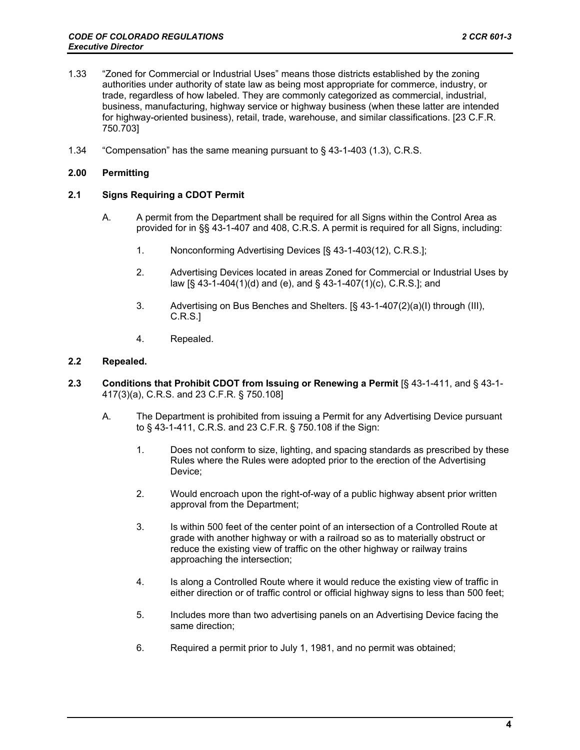1.33 "Zoned for Commercial or Industrial Uses" means those districts established by the zoning authorities under authority of state law as being most appropriate for commerce, industry, or trade, regardless of how labeled. They are commonly categorized as commercial, industrial, business, manufacturing, highway service or highway business (when these latter are intended for highway-oriented business), retail, trade, warehouse, and similar classifications. [23 C.F.R. 750.703]

1.34 "Compensation" has the same meaning pursuant to § 43-1-403 (1.3), C.R.S.

## 2.00 Permitting

### 2.1 Signs Requiring a CDOT Permit

A. A permit from the Department shall be required for all Signs within the Control Area as provided for in §§ 43-1-407 and 408, C.R.S. A permit is required for all Signs, including:

1. Nonconforming Advertising Devices [§ 43-1-403(12), C.R.S.];

2. Advertising Devices located in areas Zoned for Commercial or Industrial Uses by law [§ 43-1-404(1)(d) and (e), and § 43-1-407(1)(c), C.R.S.]; and

3. Advertising on Bus Benches and Shelters. [§ 43-1-407(2)(a)(I) through (III), C.R.S.]

4. Repealed.

### 2.2 Repealed.

### 2.3 Conditions that Prohibit CDOT from Issuing or Renewing a Permit [§ 43-1-411, and § 43-1-417(3)(a), C.R.S. and 23 C.F.R. § 750.108]

A. The Department is prohibited from issuing a Permit for any Advertising Device pursuant to § 43-1-411, C.R.S. and 23 C.F.R. § 750.108 if the Sign:

1. Does not conform to size, lighting, and spacing standards as prescribed by these Rules where the Rules were adopted prior to the erection of the Advertising Device;

2. Would encroach upon the right-of-way of a public highway absent prior written approval from the Department;

3. Is within 500 feet of the center point of an intersection of a Controlled Route at grade with another highway or with a railroad so as to materially obstruct or reduce the existing view of traffic on the other highway or railway trains approaching the intersection;

4. Is along a Controlled Route where it would reduce the existing view of traffic in either direction or of traffic control or official highway signs to less than 500 feet;

5. Includes more than two advertising panels on an Advertising Device facing the same direction;

6. Required a permit prior to July 1, 1981, and no permit was obtained;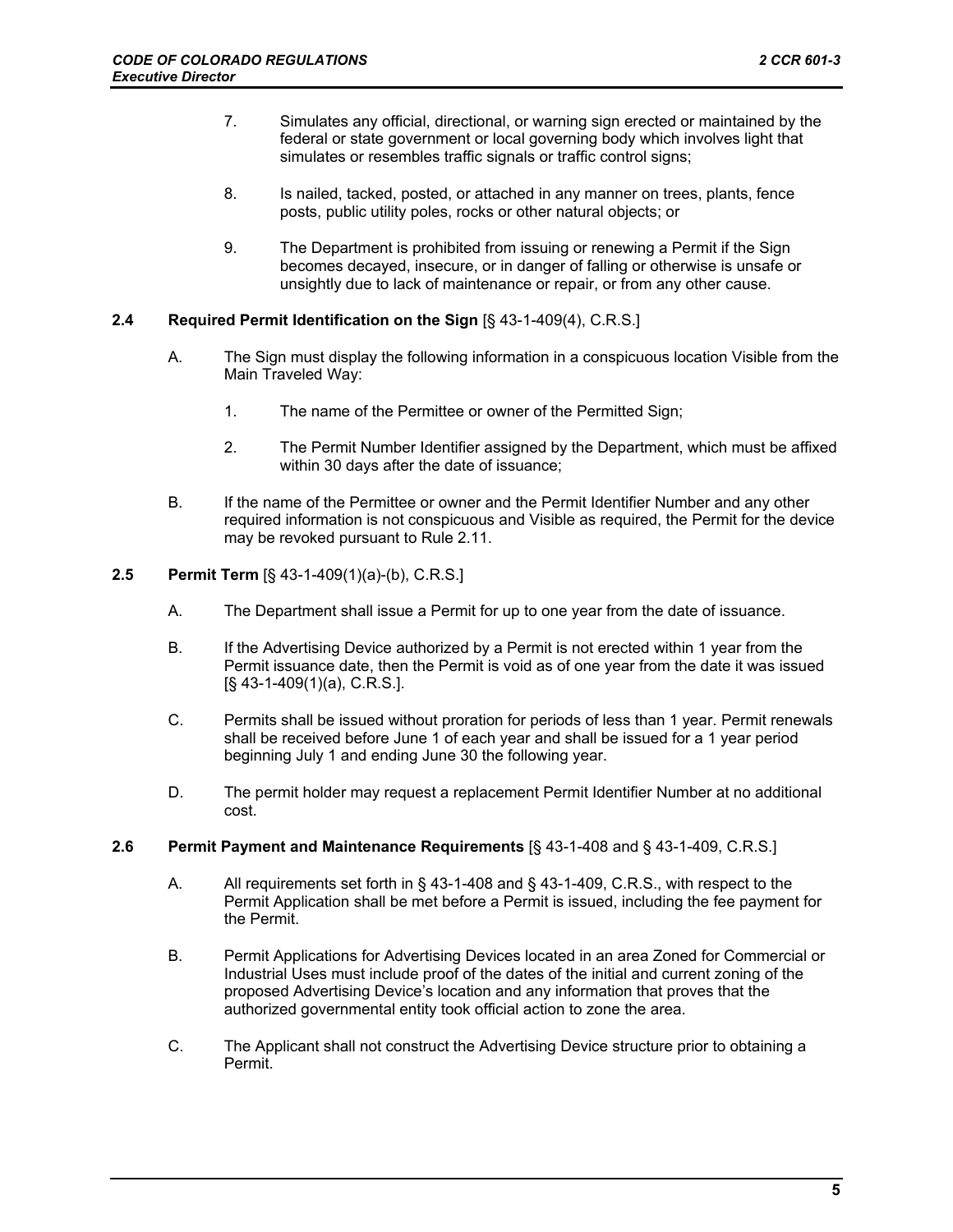7. Simulates any official, directional, or warning sign erected or maintained by the federal or state government or local governing body which involves light that simulates or resembles traffic signals or traffic control signs;

8. Is nailed, tacked, posted, or attached in any manner on trees, plants, fence posts, public utility poles, rocks or other natural objects; or

9. The Department is prohibited from issuing or renewing a Permit if the Sign becomes decayed, insecure, or in danger of falling or otherwise is unsafe or unsightly due to lack of maintenance or repair, or from any other cause.

**2.4 Required Permit Identification on the Sign** [§ 43-1-409(4), C.R.S.]

A. The Sign must display the following information in a conspicuous location Visible from the Main Traveled Way:

1. The name of the Permittee or owner of the Permitted Sign;

2. The Permit Number Identifier assigned by the Department, which must be affixed within 30 days after the date of issuance;

B. If the name of the Permittee or owner and the Permit Identifier Number and any other required information is not conspicuous and Visible as required, the Permit for the device may be revoked pursuant to Rule 2.11.

**2.5 Permit Term** [§ 43-1-409(1)(a)-(b), C.R.S.]

A. The Department shall issue a Permit for up to one year from the date of issuance.

B. If the Advertising Device authorized by a Permit is not erected within 1 year from the Permit issuance date, then the Permit is void as of one year from the date it was issued [§ 43-1-409(1)(a), C.R.S.].

C. Permits shall be issued without proration for periods of less than 1 year. Permit renewals shall be received before June 1 of each year and shall be issued for a 1 year period beginning July 1 and ending June 30 the following year.

D. The permit holder may request a replacement Permit Identifier Number at no additional cost.

**2.6 Permit Payment and Maintenance Requirements** [§ 43-1-408 and § 43-1-409, C.R.S.]

A. All requirements set forth in § 43-1-408 and § 43-1-409, C.R.S., with respect to the Permit Application shall be met before a Permit is issued, including the fee payment for the Permit.

B. Permit Applications for Advertising Devices located in an area Zoned for Commercial or Industrial Uses must include proof of the dates of the initial and current zoning of the proposed Advertising Device's location and any information that proves that the authorized governmental entity took official action to zone the area.

C. The Applicant shall not construct the Advertising Device structure prior to obtaining a Permit.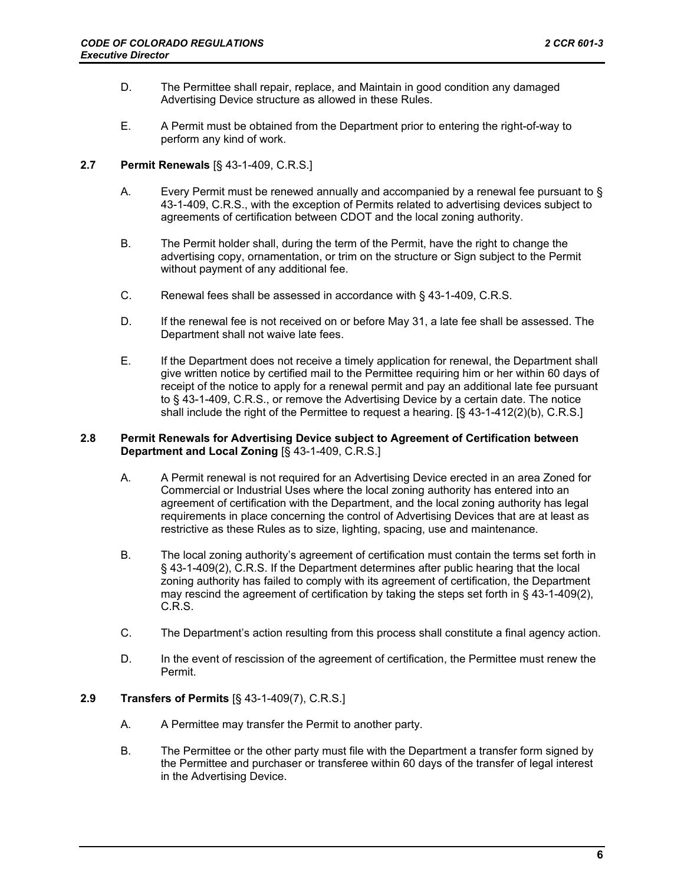D. The Permittee shall repair, replace, and Maintain in good condition any damaged Advertising Device structure as allowed in these Rules.

E. A Permit must be obtained from the Department prior to entering the right-of-way to perform any kind of work.

### 2.7 **Permit Renewals** [§ 43-1-409, C.R.S.]

A. Every Permit must be renewed annually and accompanied by a renewal fee pursuant to § 43-1-409, C.R.S., with the exception of Permits related to advertising devices subject to agreements of certification between CDOT and the local zoning authority.

B. The Permit holder shall, during the term of the Permit, have the right to change the advertising copy, ornamentation, or trim on the structure or Sign subject to the Permit without payment of any additional fee.

C. Renewal fees shall be assessed in accordance with § 43-1-409, C.R.S.

D. If the renewal fee is not received on or before May 31, a late fee shall be assessed. The Department shall not waive late fees.

E. If the Department does not receive a timely application for renewal, the Department shall give written notice by certified mail to the Permittee requiring him or her within 60 days of receipt of the notice to apply for a renewal permit and pay an additional late fee pursuant to § 43-1-409, C.R.S., or remove the Advertising Device by a certain date. The notice shall include the right of the Permittee to request a hearing. [§ 43-1-412(2)(b), C.R.S.]

### 2.8 **Permit Renewals for Advertising Device subject to Agreement of Certification between Department and Local Zoning** [§ 43-1-409, C.R.S.]

A. A Permit renewal is not required for an Advertising Device erected in an area Zoned for Commercial or Industrial Uses where the local zoning authority has entered into an agreement of certification with the Department, and the local zoning authority has legal requirements in place concerning the control of Advertising Devices that are at least as restrictive as these Rules as to size, lighting, spacing, use and maintenance.

B. The local zoning authority's agreement of certification must contain the terms set forth in § 43-1-409(2), C.R.S. If the Department determines after public hearing that the local zoning authority has failed to comply with its agreement of certification, the Department may rescind the agreement of certification by taking the steps set forth in § 43-1-409(2), C.R.S.

C. The Department's action resulting from this process shall constitute a final agency action.

D. In the event of rescission of the agreement of certification, the Permittee must renew the Permit.

### 2.9 **Transfers of Permits** [§ 43-1-409(7), C.R.S.]

A. A Permittee may transfer the Permit to another party.

B. The Permittee or the other party must file with the Department a transfer form signed by the Permittee and purchaser or transferee within 60 days of the transfer of legal interest in the Advertising Device.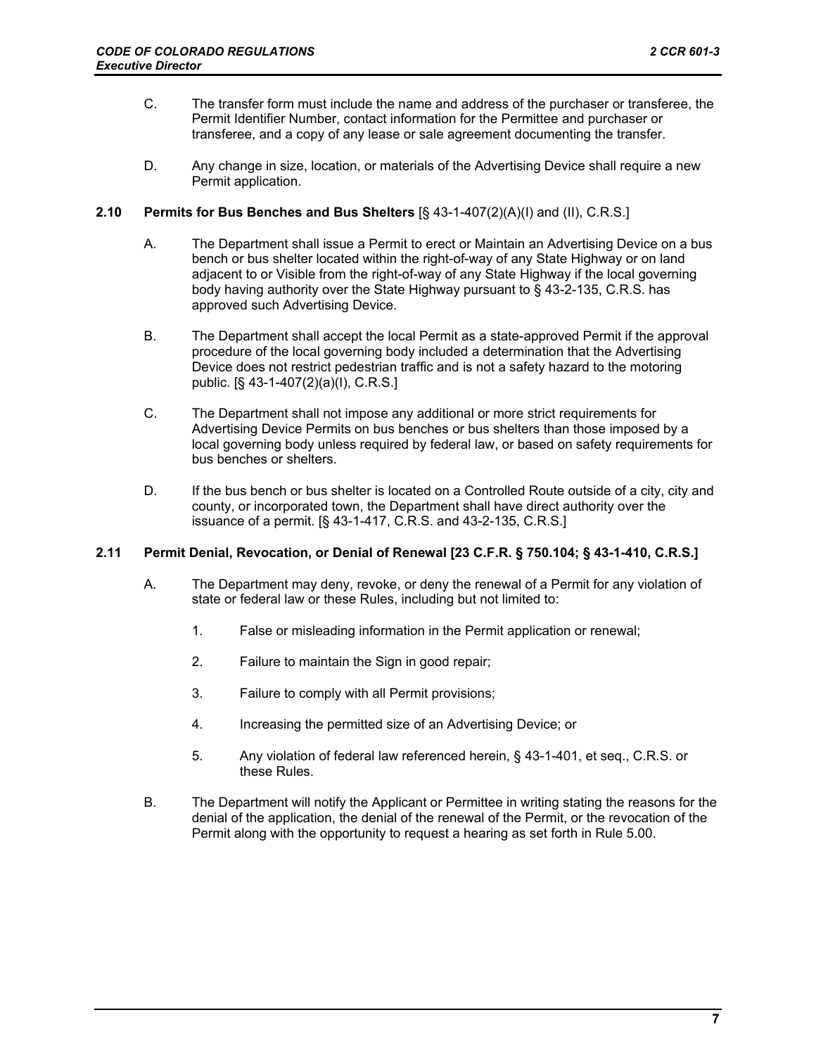C. The transfer form must include the name and address of the purchaser or transferee, the Permit Identifier Number, contact information for the Permittee and purchaser or transferee, and a copy of any lease or sale agreement documenting the transfer.

D. Any change in size, location, or materials of the Advertising Device shall require a new Permit application.

**2.10 Permits for Bus Benches and Bus Shelters** [§ 43-1-407(2)(A)(I) and (II), C.R.S.]

A. The Department shall issue a Permit to erect or Maintain an Advertising Device on a bus bench or bus shelter located within the right-of-way of any State Highway or on land adjacent to or Visible from the right-of-way of any State Highway if the local governing body having authority over the State Highway pursuant to § 43-2-135, C.R.S. has approved such Advertising Device.

B. The Department shall accept the local Permit as a state-approved Permit if the approval procedure of the local governing body included a determination that the Advertising Device does not restrict pedestrian traffic and is not a safety hazard to the motoring public. [§ 43-1-407(2)(a)(I), C.R.S.]

C. The Department shall not impose any additional or more strict requirements for Advertising Device Permits on bus benches or bus shelters than those imposed by a local governing body unless required by federal law, or based on safety requirements for bus benches or shelters.

D. If the bus bench or bus shelter is located on a Controlled Route outside of a city, city and county, or incorporated town, the Department shall have direct authority over the issuance of a permit. [§ 43-1-417, C.R.S. and 43-2-135, C.R.S.]

**2.11 Permit Denial, Revocation, or Denial of Renewal [23 C.F.R. § 750.104; § 43-1-410, C.R.S.]**

A. The Department may deny, revoke, or deny the renewal of a Permit for any violation of state or federal law or these Rules, including but not limited to:

1. False or misleading information in the Permit application or renewal;

2. Failure to maintain the Sign in good repair;

3. Failure to comply with all Permit provisions;

4. Increasing the permitted size of an Advertising Device; or

5. Any violation of federal law referenced herein, § 43-1-401, et seq., C.R.S. or these Rules.

B. The Department will notify the Applicant or Permittee in writing stating the reasons for the denial of the application, the denial of the renewal of the Permit, or the revocation of the Permit along with the opportunity to request a hearing as set forth in Rule 5.00.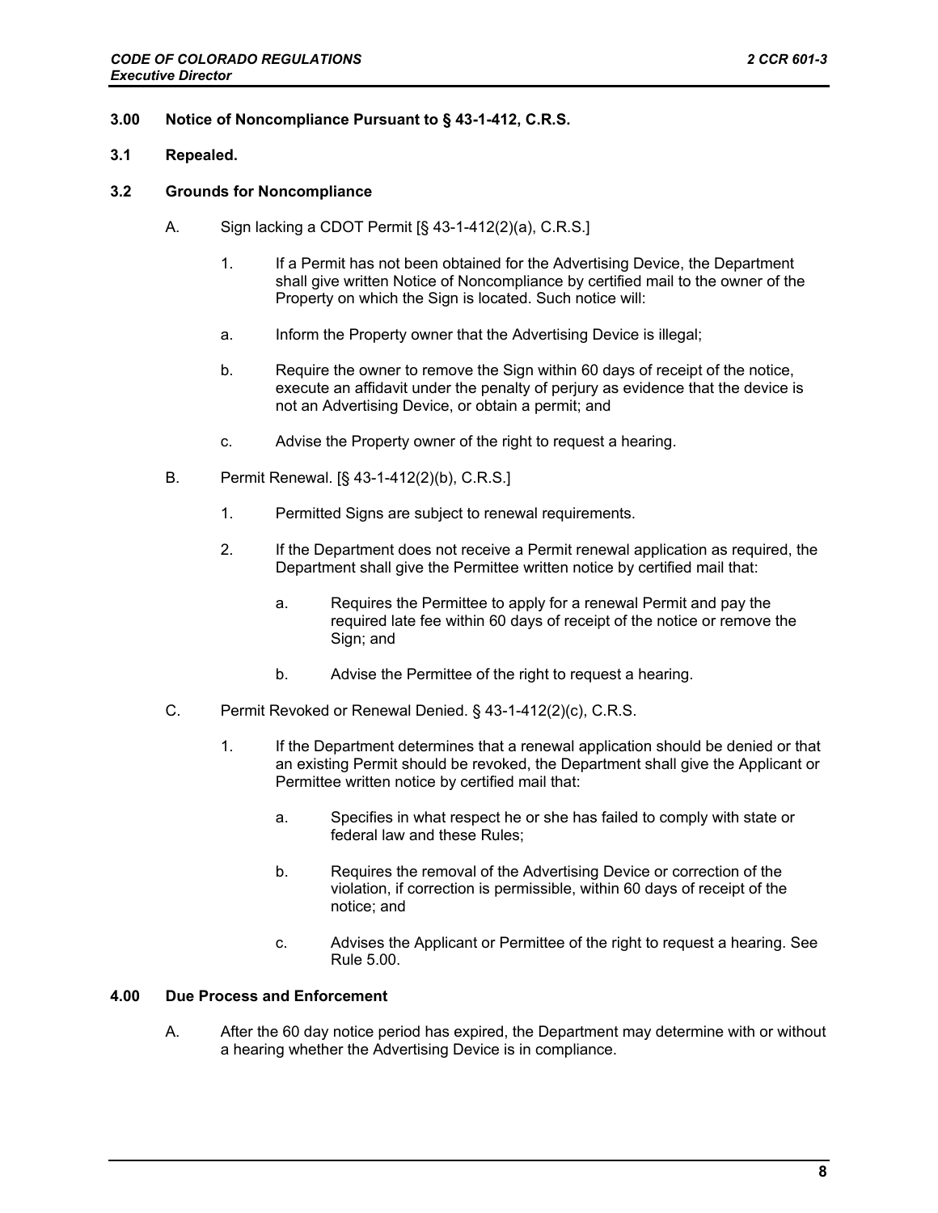## 3.00 Notice of Noncompliance Pursuant to § 43-1-412, C.R.S.

### 3.1 Repealed.

### 3.2 Grounds for Noncompliance

A. Sign lacking a CDOT Permit [§ 43-1-412(2)(a), C.R.S.]

1. If a Permit has not been obtained for the Advertising Device, the Department shall give written Notice of Noncompliance by certified mail to the owner of the Property on which the Sign is located. Such notice will:

a. Inform the Property owner that the Advertising Device is illegal;

b. Require the owner to remove the Sign within 60 days of receipt of the notice, execute an affidavit under the penalty of perjury as evidence that the device is not an Advertising Device, or obtain a permit; and

c. Advise the Property owner of the right to request a hearing.

B. Permit Renewal. [§ 43-1-412(2)(b), C.R.S.]

1. Permitted Signs are subject to renewal requirements.

2. If the Department does not receive a Permit renewal application as required, the Department shall give the Permittee written notice by certified mail that:

   a. Requires the Permittee to apply for a renewal Permit and pay the required late fee within 60 days of receipt of the notice or remove the Sign; and

   b. Advise the Permittee of the right to request a hearing.

C. Permit Revoked or Renewal Denied. § 43-1-412(2)(c), C.R.S.

1. If the Department determines that a renewal application should be denied or that an existing Permit should be revoked, the Department shall give the Applicant or Permittee written notice by certified mail that:

   a. Specifies in what respect he or she has failed to comply with state or federal law and these Rules;

   b. Requires the removal of the Advertising Device or correction of the violation, if correction is permissible, within 60 days of receipt of the notice; and

   c. Advises the Applicant or Permittee of the right to request a hearing. See Rule 5.00.

## 4.00 Due Process and Enforcement

A. After the 60 day notice period has expired, the Department may determine with or without a hearing whether the Advertising Device is in compliance.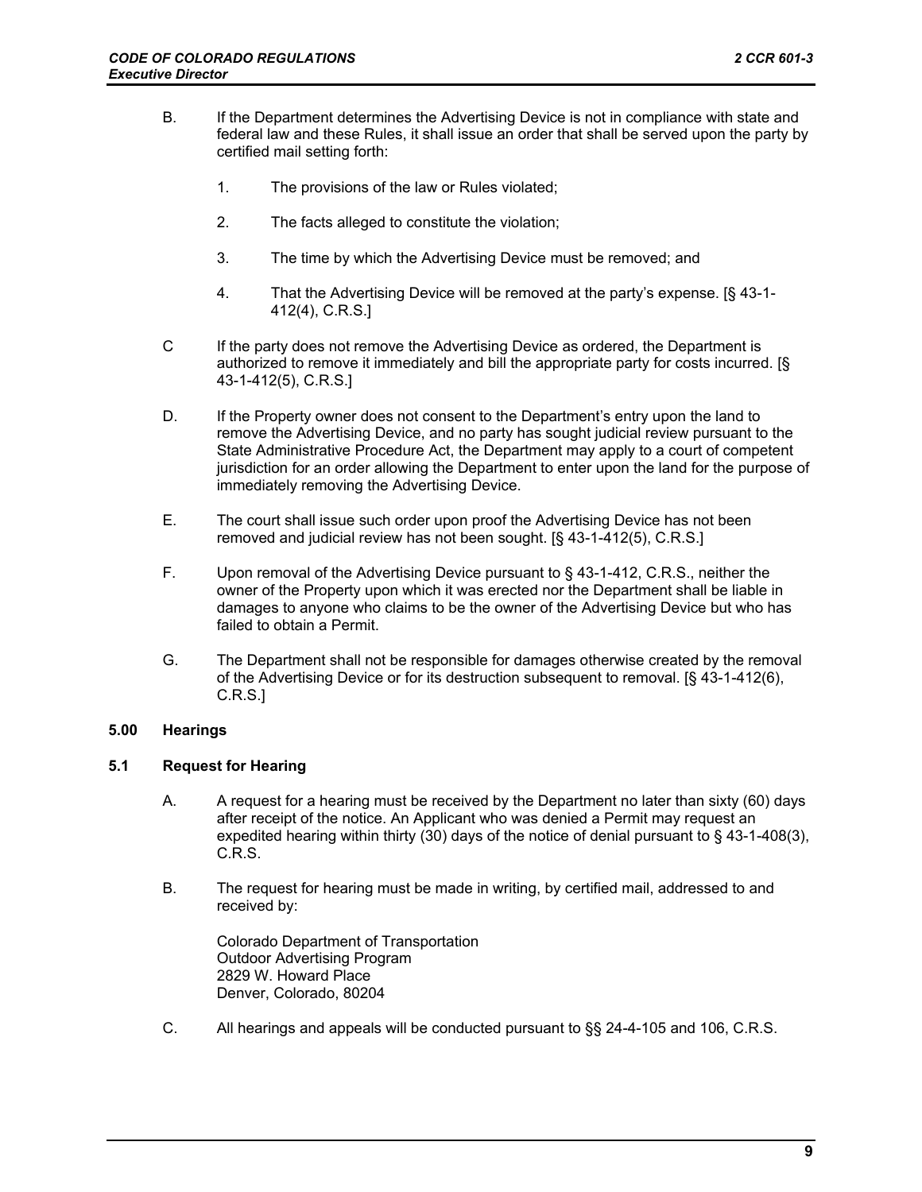B. If the Department determines the Advertising Device is not in compliance with state and federal law and these Rules, it shall issue an order that shall be served upon the party by certified mail setting forth:

   1. The provisions of the law or Rules violated;

   2. The facts alleged to constitute the violation;

   3. The time by which the Advertising Device must be removed; and

   4. That the Advertising Device will be removed at the party's expense. [§ 43-1-412(4), C.R.S.]

C If the party does not remove the Advertising Device as ordered, the Department is authorized to remove it immediately and bill the appropriate party for costs incurred. [§ 43-1-412(5), C.R.S.]

D. If the Property owner does not consent to the Department's entry upon the land to remove the Advertising Device, and no party has sought judicial review pursuant to the State Administrative Procedure Act, the Department may apply to a court of competent jurisdiction for an order allowing the Department to enter upon the land for the purpose of immediately removing the Advertising Device.

E. The court shall issue such order upon proof the Advertising Device has not been removed and judicial review has not been sought. [§ 43-1-412(5), C.R.S.]

F. Upon removal of the Advertising Device pursuant to § 43-1-412, C.R.S., neither the owner of the Property upon which it was erected nor the Department shall be liable in damages to anyone who claims to be the owner of the Advertising Device but who has failed to obtain a Permit.

G. The Department shall not be responsible for damages otherwise created by the removal of the Advertising Device or for its destruction subsequent to removal. [§ 43-1-412(6), C.R.S.]

## 5.00 Hearings

### 5.1 Request for Hearing

A. A request for a hearing must be received by the Department no later than sixty (60) days after receipt of the notice. An Applicant who was denied a Permit may request an expedited hearing within thirty (30) days of the notice of denial pursuant to § 43-1-408(3), C.R.S.

B. The request for hearing must be made in writing, by certified mail, addressed to and received by:

   Colorado Department of Transportation
   Outdoor Advertising Program
   2829 W. Howard Place
   Denver, Colorado, 80204

C. All hearings and appeals will be conducted pursuant to §§ 24-4-105 and 106, C.R.S.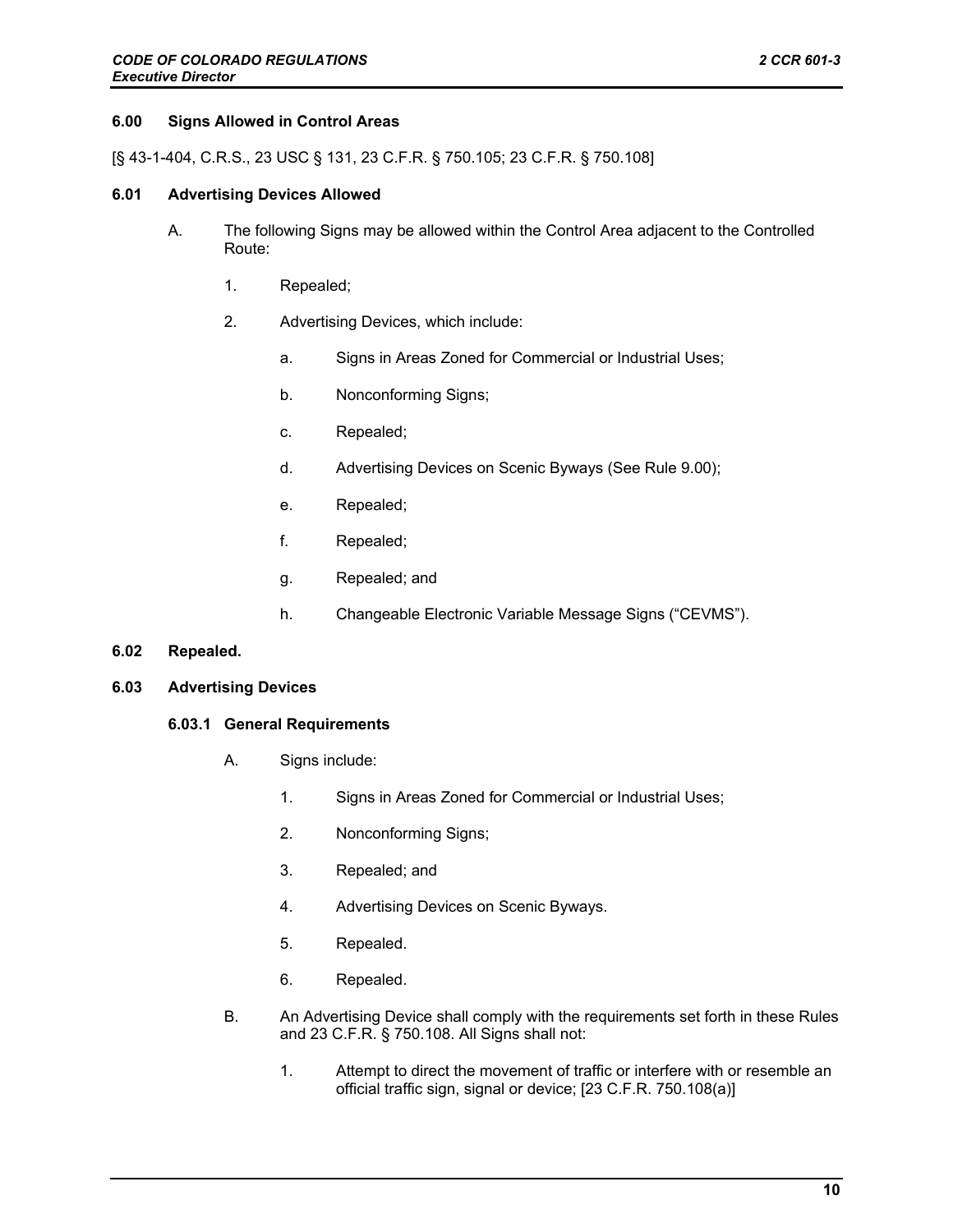## 6.00 Signs Allowed in Control Areas

[§ 43-1-404, C.R.S., 23 USC § 131, 23 C.F.R. § 750.105; 23 C.F.R. § 750.108]

### 6.01 Advertising Devices Allowed

A. The following Signs may be allowed within the Control Area adjacent to the Controlled Route:

1. Repealed;

2. Advertising Devices, which include:

   a. Signs in Areas Zoned for Commercial or Industrial Uses;

   b. Nonconforming Signs;

   c. Repealed;

   d. Advertising Devices on Scenic Byways (See Rule 9.00);

   e. Repealed;

   f. Repealed;

   g. Repealed; and

   h. Changeable Electronic Variable Message Signs ("CEVMS").

### 6.02 Repealed.

### 6.03 Advertising Devices

#### 6.03.1 General Requirements

A. Signs include:

1. Signs in Areas Zoned for Commercial or Industrial Uses;

2. Nonconforming Signs;

3. Repealed; and

4. Advertising Devices on Scenic Byways.

5. Repealed.

6. Repealed.

B. An Advertising Device shall comply with the requirements set forth in these Rules and 23 C.F.R. § 750.108. All Signs shall not:

1. Attempt to direct the movement of traffic or interfere with or resemble an official traffic sign, signal or device; [23 C.F.R. 750.108(a)]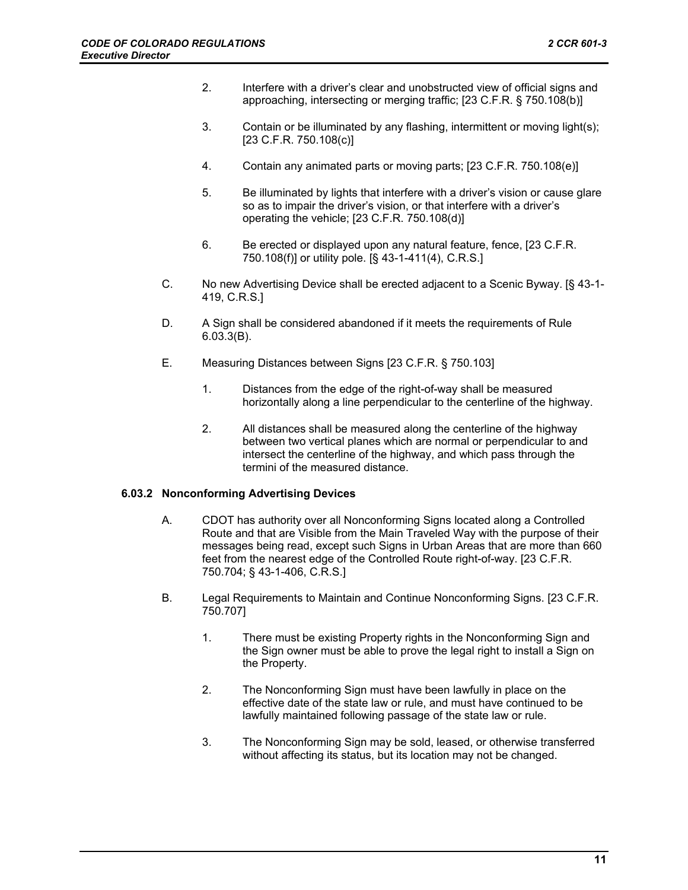2. Interfere with a driver's clear and unobstructed view of official signs and approaching, intersecting or merging traffic; [23 C.F.R. § 750.108(b)]

3. Contain or be illuminated by any flashing, intermittent or moving light(s); [23 C.F.R. 750.108(c)]

4. Contain any animated parts or moving parts; [23 C.F.R. 750.108(e)]

5. Be illuminated by lights that interfere with a driver's vision or cause glare so as to impair the driver's vision, or that interfere with a driver's operating the vehicle; [23 C.F.R. 750.108(d)]

6. Be erected or displayed upon any natural feature, fence, [23 C.F.R. 750.108(f)] or utility pole. [§ 43-1-411(4), C.R.S.]

C. No new Advertising Device shall be erected adjacent to a Scenic Byway. [§ 43-1-419, C.R.S.]

D. A Sign shall be considered abandoned if it meets the requirements of Rule 6.03.3(B).

E. Measuring Distances between Signs [23 C.F.R. § 750.103]

1. Distances from the edge of the right-of-way shall be measured horizontally along a line perpendicular to the centerline of the highway.

2. All distances shall be measured along the centerline of the highway between two vertical planes which are normal or perpendicular to and intersect the centerline of the highway, and which pass through the termini of the measured distance.

### 6.03.2 Nonconforming Advertising Devices

A. CDOT has authority over all Nonconforming Signs located along a Controlled Route and that are Visible from the Main Traveled Way with the purpose of their messages being read, except such Signs in Urban Areas that are more than 660 feet from the nearest edge of the Controlled Route right-of-way. [23 C.F.R. 750.704; § 43-1-406, C.R.S.]

B. Legal Requirements to Maintain and Continue Nonconforming Signs. [23 C.F.R. 750.707]

1. There must be existing Property rights in the Nonconforming Sign and the Sign owner must be able to prove the legal right to install a Sign on the Property.

2. The Nonconforming Sign must have been lawfully in place on the effective date of the state law or rule, and must have continued to be lawfully maintained following passage of the state law or rule.

3. The Nonconforming Sign may be sold, leased, or otherwise transferred without affecting its status, but its location may not be changed.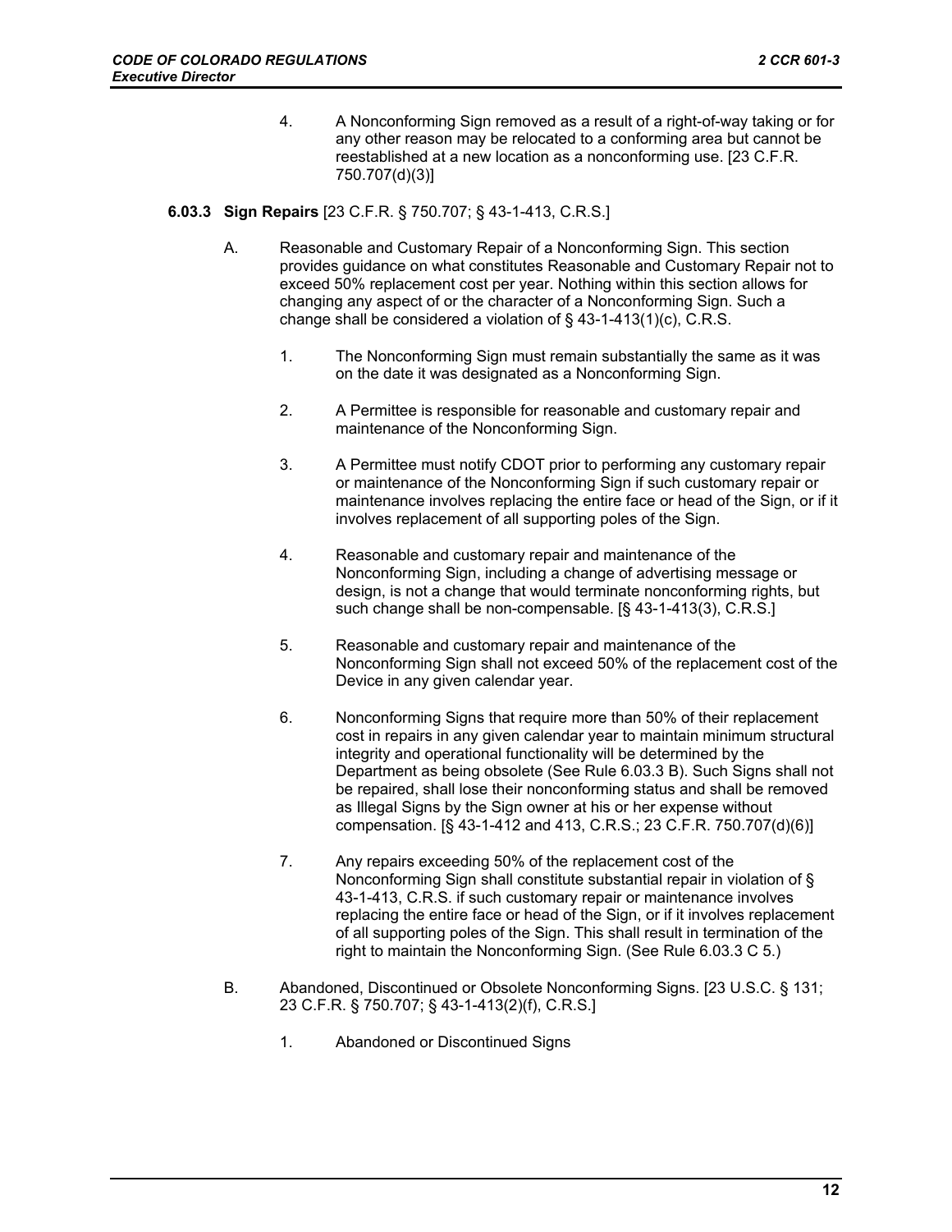4. A Nonconforming Sign removed as a result of a right-of-way taking or for any other reason may be relocated to a conforming area but cannot be reestablished at a new location as a nonconforming use. [23 C.F.R. 750.707(d)(3)]

**6.03.3 Sign Repairs** [23 C.F.R. § 750.707; § 43-1-413, C.R.S.]

A. Reasonable and Customary Repair of a Nonconforming Sign. This section provides guidance on what constitutes Reasonable and Customary Repair not to exceed 50% replacement cost per year. Nothing within this section allows for changing any aspect of or the character of a Nonconforming Sign. Such a change shall be considered a violation of § 43-1-413(1)(c), C.R.S.

1. The Nonconforming Sign must remain substantially the same as it was on the date it was designated as a Nonconforming Sign.

2. A Permittee is responsible for reasonable and customary repair and maintenance of the Nonconforming Sign.

3. A Permittee must notify CDOT prior to performing any customary repair or maintenance of the Nonconforming Sign if such customary repair or maintenance involves replacing the entire face or head of the Sign, or if it involves replacement of all supporting poles of the Sign.

4. Reasonable and customary repair and maintenance of the Nonconforming Sign, including a change of advertising message or design, is not a change that would terminate nonconforming rights, but such change shall be non-compensable. [§ 43-1-413(3), C.R.S.]

5. Reasonable and customary repair and maintenance of the Nonconforming Sign shall not exceed 50% of the replacement cost of the Device in any given calendar year.

6. Nonconforming Signs that require more than 50% of their replacement cost in repairs in any given calendar year to maintain minimum structural integrity and operational functionality will be determined by the Department as being obsolete (See Rule 6.03.3 B). Such Signs shall not be repaired, shall lose their nonconforming status and shall be removed as Illegal Signs by the Sign owner at his or her expense without compensation. [§ 43-1-412 and 413, C.R.S.; 23 C.F.R. 750.707(d)(6)]

7. Any repairs exceeding 50% of the replacement cost of the Nonconforming Sign shall constitute substantial repair in violation of § 43-1-413, C.R.S. if such customary repair or maintenance involves replacing the entire face or head of the Sign, or if it involves replacement of all supporting poles of the Sign. This shall result in termination of the right to maintain the Nonconforming Sign. (See Rule 6.03.3 C 5.)

B. Abandoned, Discontinued or Obsolete Nonconforming Signs. [23 U.S.C. § 131; 23 C.F.R. § 750.707; § 43-1-413(2)(f), C.R.S.]

1. Abandoned or Discontinued Signs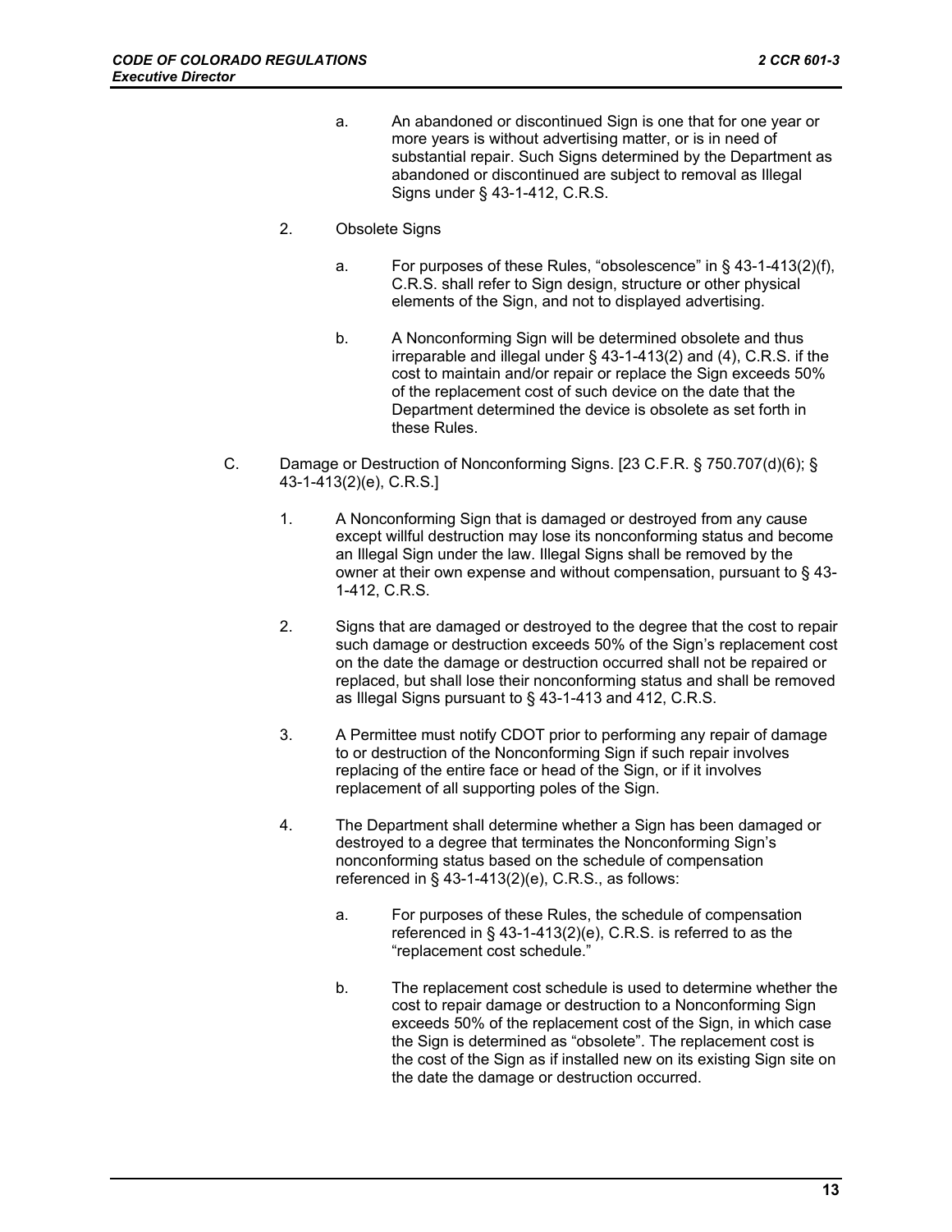a. An abandoned or discontinued Sign is one that for one year or more years is without advertising matter, or is in need of substantial repair. Such Signs determined by the Department as abandoned or discontinued are subject to removal as Illegal Signs under § 43-1-412, C.R.S.

2. Obsolete Signs

   a. For purposes of these Rules, "obsolescence" in § 43-1-413(2)(f), C.R.S. shall refer to Sign design, structure or other physical elements of the Sign, and not to displayed advertising.

   b. A Nonconforming Sign will be determined obsolete and thus irreparable and illegal under § 43-1-413(2) and (4), C.R.S. if the cost to maintain and/or repair or replace the Sign exceeds 50% of the replacement cost of such device on the date that the Department determined the device is obsolete as set forth in these Rules.

C. Damage or Destruction of Nonconforming Signs. [23 C.F.R. § 750.707(d)(6); § 43-1-413(2)(e), C.R.S.]

1. A Nonconforming Sign that is damaged or destroyed from any cause except willful destruction may lose its nonconforming status and become an Illegal Sign under the law. Illegal Signs shall be removed by the owner at their own expense and without compensation, pursuant to § 43-1-412, C.R.S.

2. Signs that are damaged or destroyed to the degree that the cost to repair such damage or destruction exceeds 50% of the Sign's replacement cost on the date the damage or destruction occurred shall not be repaired or replaced, but shall lose their nonconforming status and shall be removed as Illegal Signs pursuant to § 43-1-413 and 412, C.R.S.

3. A Permittee must notify CDOT prior to performing any repair of damage to or destruction of the Nonconforming Sign if such repair involves replacing of the entire face or head of the Sign, or if it involves replacement of all supporting poles of the Sign.

4. The Department shall determine whether a Sign has been damaged or destroyed to a degree that terminates the Nonconforming Sign's nonconforming status based on the schedule of compensation referenced in § 43-1-413(2)(e), C.R.S., as follows:

   a. For purposes of these Rules, the schedule of compensation referenced in § 43-1-413(2)(e), C.R.S. is referred to as the "replacement cost schedule."

   b. The replacement cost schedule is used to determine whether the cost to repair damage or destruction to a Nonconforming Sign exceeds 50% of the replacement cost of the Sign, in which case the Sign is determined as "obsolete". The replacement cost is the cost of the Sign as if installed new on its existing Sign site on the date the damage or destruction occurred.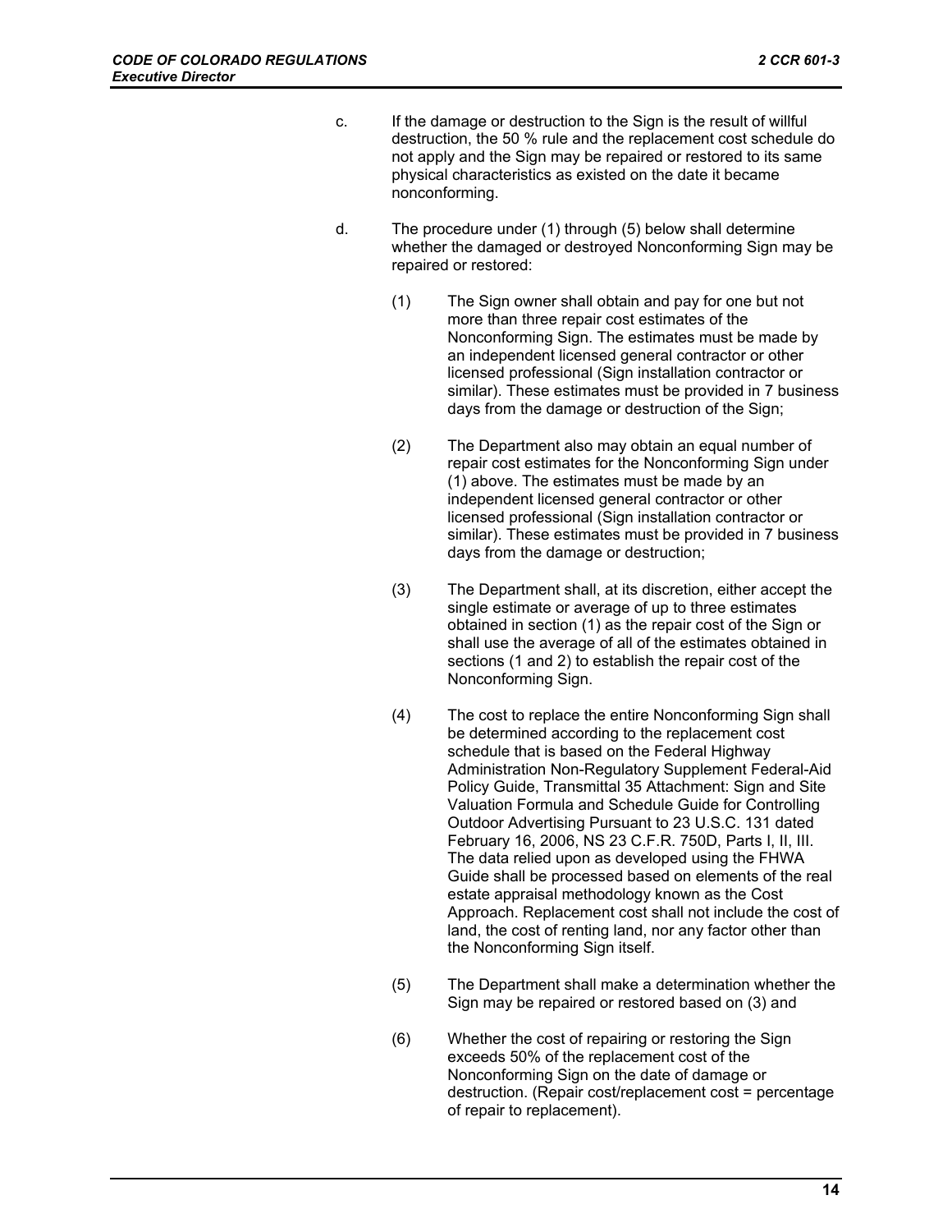c. If the damage or destruction to the Sign is the result of willful destruction, the 50 % rule and the replacement cost schedule do not apply and the Sign may be repaired or restored to its same physical characteristics as existed on the date it became nonconforming.

d. The procedure under (1) through (5) below shall determine whether the damaged or destroyed Nonconforming Sign may be repaired or restored:

(1) The Sign owner shall obtain and pay for one but not more than three repair cost estimates of the Nonconforming Sign. The estimates must be made by an independent licensed general contractor or other licensed professional (Sign installation contractor or similar). These estimates must be provided in 7 business days from the damage or destruction of the Sign;

(2) The Department also may obtain an equal number of repair cost estimates for the Nonconforming Sign under (1) above. The estimates must be made by an independent licensed general contractor or other licensed professional (Sign installation contractor or similar). These estimates must be provided in 7 business days from the damage or destruction;

(3) The Department shall, at its discretion, either accept the single estimate or average of up to three estimates obtained in section (1) as the repair cost of the Sign or shall use the average of all of the estimates obtained in sections (1 and 2) to establish the repair cost of the Nonconforming Sign.

(4) The cost to replace the entire Nonconforming Sign shall be determined according to the replacement cost schedule that is based on the Federal Highway Administration Non-Regulatory Supplement Federal-Aid Policy Guide, Transmittal 35 Attachment: Sign and Site Valuation Formula and Schedule Guide for Controlling Outdoor Advertising Pursuant to 23 U.S.C. 131 dated February 16, 2006, NS 23 C.F.R. 750D, Parts I, II, III. The data relied upon as developed using the FHWA Guide shall be processed based on elements of the real estate appraisal methodology known as the Cost Approach. Replacement cost shall not include the cost of land, the cost of renting land, nor any factor other than the Nonconforming Sign itself.

(5) The Department shall make a determination whether the Sign may be repaired or restored based on (3) and

(6) Whether the cost of repairing or restoring the Sign exceeds 50% of the replacement cost of the Nonconforming Sign on the date of damage or destruction. (Repair cost/replacement cost = percentage of repair to replacement).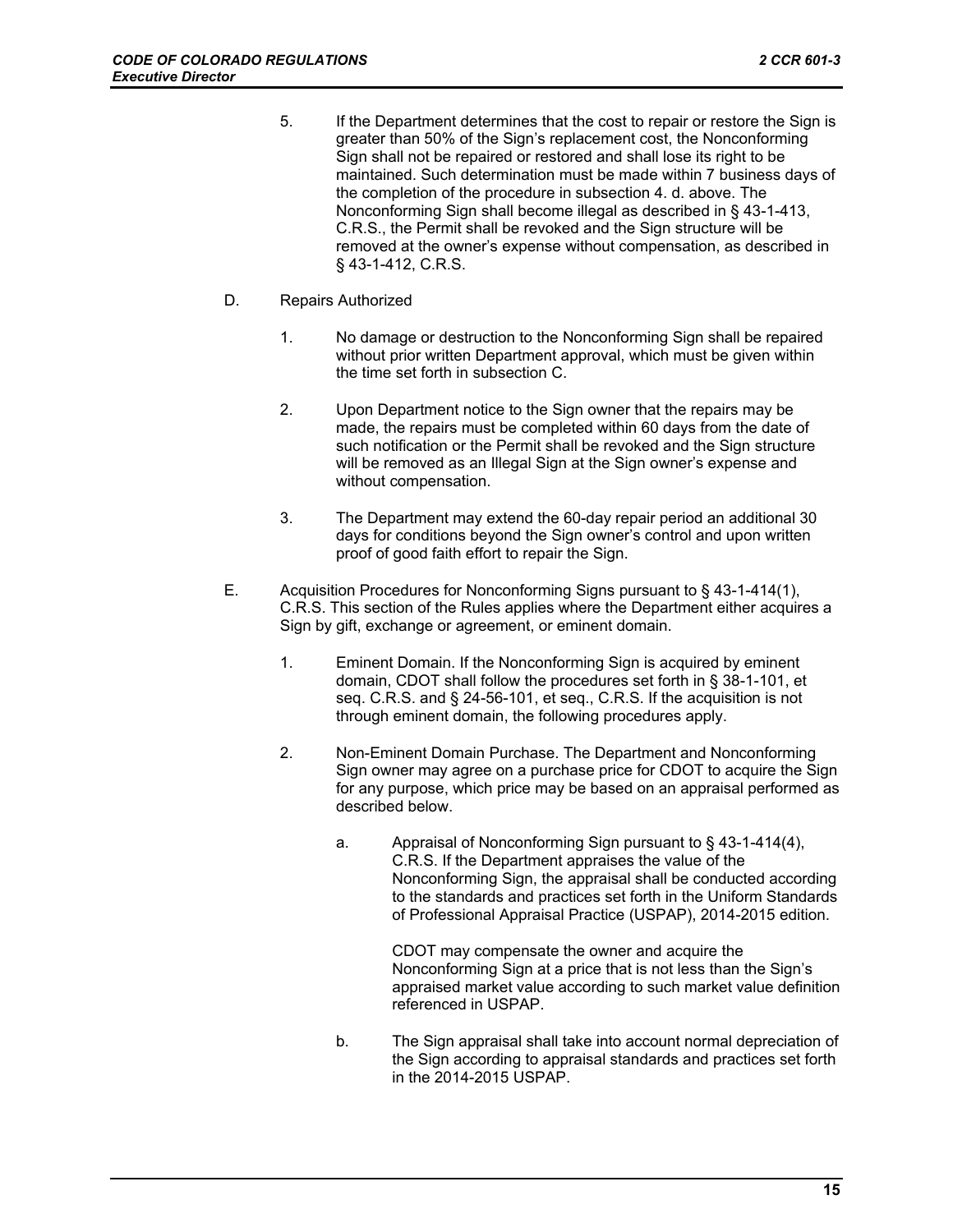5. If the Department determines that the cost to repair or restore the Sign is greater than 50% of the Sign's replacement cost, the Nonconforming Sign shall not be repaired or restored and shall lose its right to be maintained. Such determination must be made within 7 business days of the completion of the procedure in subsection 4. d. above. The Nonconforming Sign shall become illegal as described in § 43-1-413, C.R.S., the Permit shall be revoked and the Sign structure will be removed at the owner's expense without compensation, as described in § 43-1-412, C.R.S.

D. Repairs Authorized

1. No damage or destruction to the Nonconforming Sign shall be repaired without prior written Department approval, which must be given within the time set forth in subsection C.

2. Upon Department notice to the Sign owner that the repairs may be made, the repairs must be completed within 60 days from the date of such notification or the Permit shall be revoked and the Sign structure will be removed as an Illegal Sign at the Sign owner's expense and without compensation.

3. The Department may extend the 60-day repair period an additional 30 days for conditions beyond the Sign owner's control and upon written proof of good faith effort to repair the Sign.

E. Acquisition Procedures for Nonconforming Signs pursuant to § 43-1-414(1), C.R.S. This section of the Rules applies where the Department either acquires a Sign by gift, exchange or agreement, or eminent domain.

1. Eminent Domain. If the Nonconforming Sign is acquired by eminent domain, CDOT shall follow the procedures set forth in § 38-1-101, et seq. C.R.S. and § 24-56-101, et seq., C.R.S. If the acquisition is not through eminent domain, the following procedures apply.

2. Non-Eminent Domain Purchase. The Department and Nonconforming Sign owner may agree on a purchase price for CDOT to acquire the Sign for any purpose, which price may be based on an appraisal performed as described below.

   a. Appraisal of Nonconforming Sign pursuant to § 43-1-414(4), C.R.S. If the Department appraises the value of the Nonconforming Sign, the appraisal shall be conducted according to the standards and practices set forth in the Uniform Standards of Professional Appraisal Practice (USPAP), 2014-2015 edition.

      CDOT may compensate the owner and acquire the Nonconforming Sign at a price that is not less than the Sign's appraised market value according to such market value definition referenced in USPAP.

   b. The Sign appraisal shall take into account normal depreciation of the Sign according to appraisal standards and practices set forth in the 2014-2015 USPAP.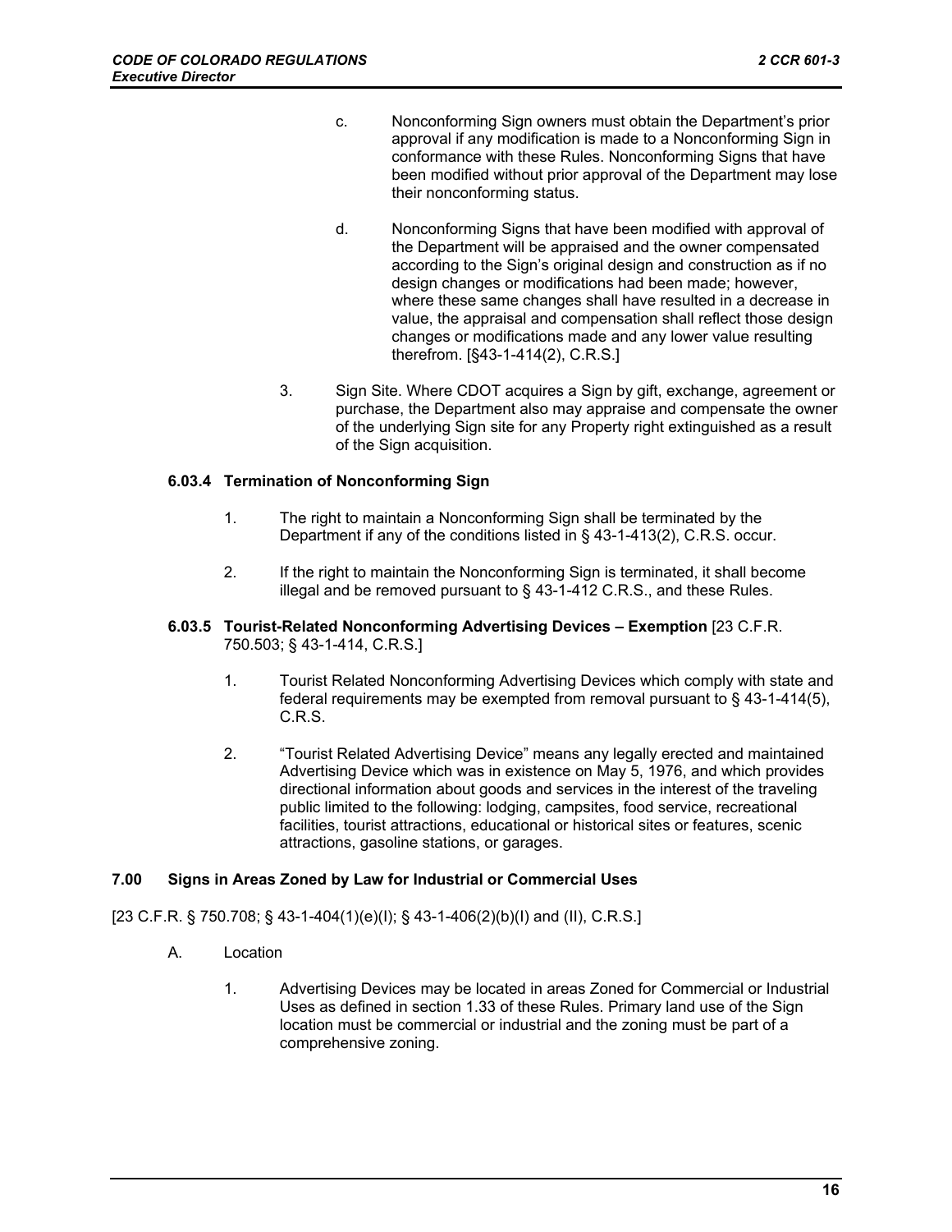c. Nonconforming Sign owners must obtain the Department's prior approval if any modification is made to a Nonconforming Sign in conformance with these Rules. Nonconforming Signs that have been modified without prior approval of the Department may lose their nonconforming status.

d. Nonconforming Signs that have been modified with approval of the Department will be appraised and the owner compensated according to the Sign's original design and construction as if no design changes or modifications had been made; however, where these same changes shall have resulted in a decrease in value, the appraisal and compensation shall reflect those design changes or modifications made and any lower value resulting therefrom. [§43-1-414(2), C.R.S.]

3. Sign Site. Where CDOT acquires a Sign by gift, exchange, agreement or purchase, the Department also may appraise and compensate the owner of the underlying Sign site for any Property right extinguished as a result of the Sign acquisition.

### 6.03.4 Termination of Nonconforming Sign

1. The right to maintain a Nonconforming Sign shall be terminated by the Department if any of the conditions listed in § 43-1-413(2), C.R.S. occur.

2. If the right to maintain the Nonconforming Sign is terminated, it shall become illegal and be removed pursuant to § 43-1-412 C.R.S., and these Rules.

### 6.03.5 Tourist-Related Nonconforming Advertising Devices – Exemption [23 C.F.R. 750.503; § 43-1-414, C.R.S.]

1. Tourist Related Nonconforming Advertising Devices which comply with state and federal requirements may be exempted from removal pursuant to § 43-1-414(5), C.R.S.

2. "Tourist Related Advertising Device" means any legally erected and maintained Advertising Device which was in existence on May 5, 1976, and which provides directional information about goods and services in the interest of the traveling public limited to the following: lodging, campsites, food service, recreational facilities, tourist attractions, educational or historical sites or features, scenic attractions, gasoline stations, or garages.

## 7.00 Signs in Areas Zoned by Law for Industrial or Commercial Uses

[23 C.F.R. § 750.708; § 43-1-404(1)(e)(I); § 43-1-406(2)(b)(I) and (II), C.R.S.]

A. Location

1. Advertising Devices may be located in areas Zoned for Commercial or Industrial Uses as defined in section 1.33 of these Rules. Primary land use of the Sign location must be commercial or industrial and the zoning must be part of a comprehensive zoning.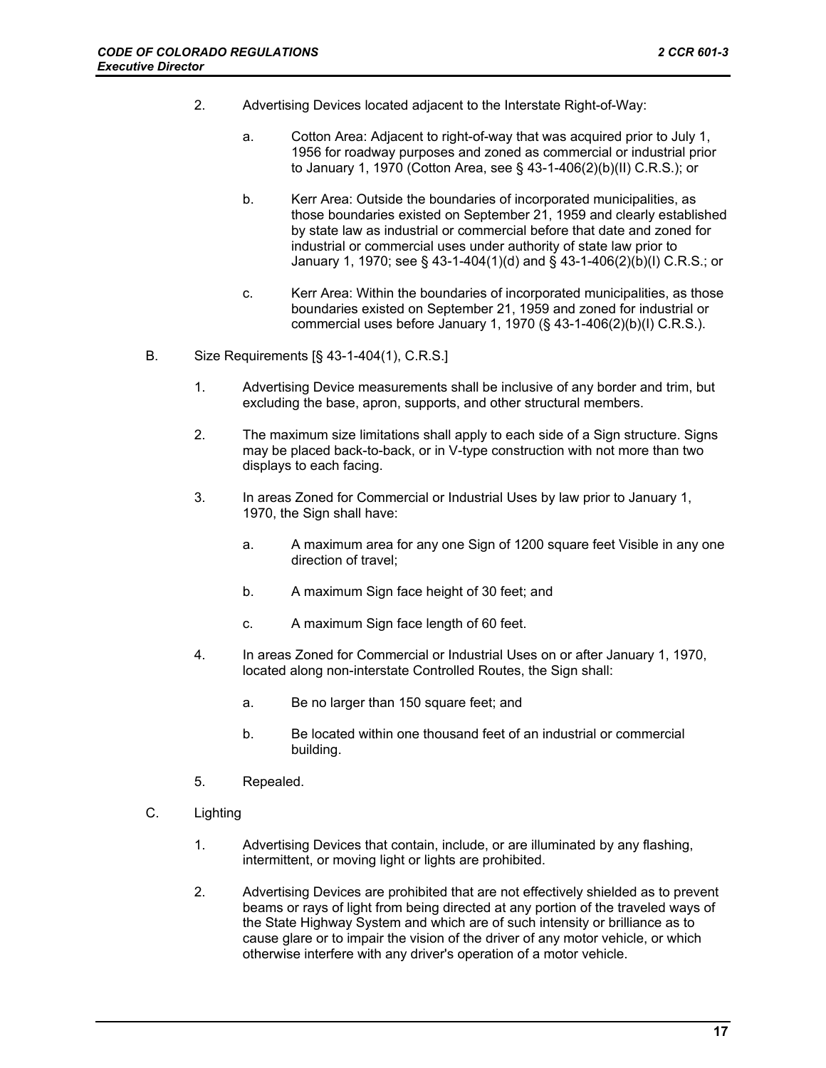2. Advertising Devices located adjacent to the Interstate Right-of-Way:

   a. Cotton Area: Adjacent to right-of-way that was acquired prior to July 1, 1956 for roadway purposes and zoned as commercial or industrial prior to January 1, 1970 (Cotton Area, see § 43-1-406(2)(b)(II) C.R.S.); or

   b. Kerr Area: Outside the boundaries of incorporated municipalities, as those boundaries existed on September 21, 1959 and clearly established by state law as industrial or commercial before that date and zoned for industrial or commercial uses under authority of state law prior to January 1, 1970; see § 43-1-404(1)(d) and § 43-1-406(2)(b)(I) C.R.S.; or

   c. Kerr Area: Within the boundaries of incorporated municipalities, as those boundaries existed on September 21, 1959 and zoned for industrial or commercial uses before January 1, 1970 (§ 43-1-406(2)(b)(I) C.R.S.).

B. Size Requirements [§ 43-1-404(1), C.R.S.]

1. Advertising Device measurements shall be inclusive of any border and trim, but excluding the base, apron, supports, and other structural members.

2. The maximum size limitations shall apply to each side of a Sign structure. Signs may be placed back-to-back, or in V-type construction with not more than two displays to each facing.

3. In areas Zoned for Commercial or Industrial Uses by law prior to January 1, 1970, the Sign shall have:

   a. A maximum area for any one Sign of 1200 square feet Visible in any one direction of travel;

   b. A maximum Sign face height of 30 feet; and

   c. A maximum Sign face length of 60 feet.

4. In areas Zoned for Commercial or Industrial Uses on or after January 1, 1970, located along non-interstate Controlled Routes, the Sign shall:

   a. Be no larger than 150 square feet; and

   b. Be located within one thousand feet of an industrial or commercial building.

5. Repealed.

C. Lighting

1. Advertising Devices that contain, include, or are illuminated by any flashing, intermittent, or moving light or lights are prohibited.

2. Advertising Devices are prohibited that are not effectively shielded as to prevent beams or rays of light from being directed at any portion of the traveled ways of the State Highway System and which are of such intensity or brilliance as to cause glare or to impair the vision of the driver of any motor vehicle, or which otherwise interfere with any driver's operation of a motor vehicle.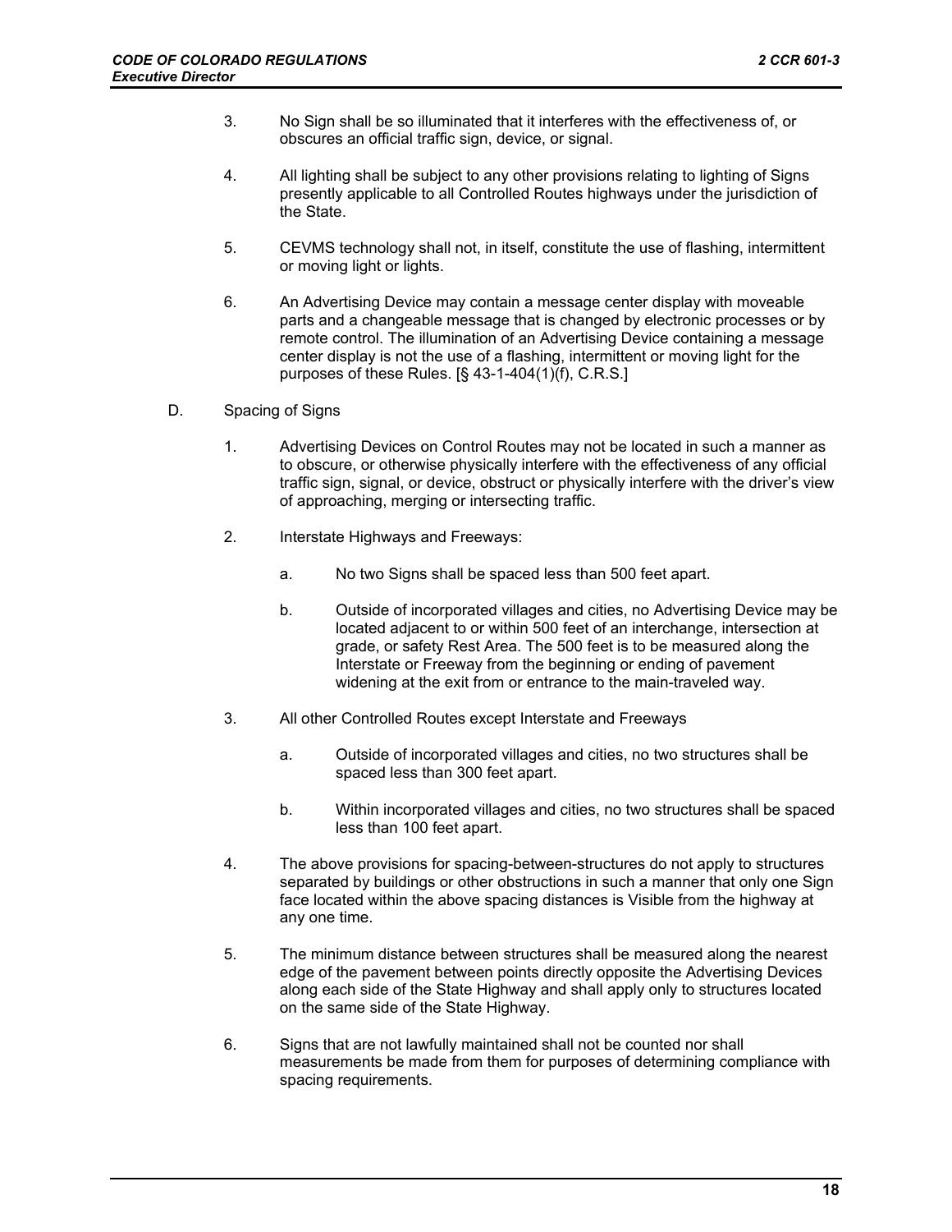3. No Sign shall be so illuminated that it interferes with the effectiveness of, or obscures an official traffic sign, device, or signal.

4. All lighting shall be subject to any other provisions relating to lighting of Signs presently applicable to all Controlled Routes highways under the jurisdiction of the State.

5. CEVMS technology shall not, in itself, constitute the use of flashing, intermittent or moving light or lights.

6. An Advertising Device may contain a message center display with moveable parts and a changeable message that is changed by electronic processes or by remote control. The illumination of an Advertising Device containing a message center display is not the use of a flashing, intermittent or moving light for the purposes of these Rules. [§ 43-1-404(1)(f), C.R.S.]

D. Spacing of Signs

1. Advertising Devices on Control Routes may not be located in such a manner as to obscure, or otherwise physically interfere with the effectiveness of any official traffic sign, signal, or device, obstruct or physically interfere with the driver's view of approaching, merging or intersecting traffic.

2. Interstate Highways and Freeways:

   a. No two Signs shall be spaced less than 500 feet apart.

   b. Outside of incorporated villages and cities, no Advertising Device may be located adjacent to or within 500 feet of an interchange, intersection at grade, or safety Rest Area. The 500 feet is to be measured along the Interstate or Freeway from the beginning or ending of pavement widening at the exit from or entrance to the main-traveled way.

3. All other Controlled Routes except Interstate and Freeways

   a. Outside of incorporated villages and cities, no two structures shall be spaced less than 300 feet apart.

   b. Within incorporated villages and cities, no two structures shall be spaced less than 100 feet apart.

4. The above provisions for spacing-between-structures do not apply to structures separated by buildings or other obstructions in such a manner that only one Sign face located within the above spacing distances is Visible from the highway at any one time.

5. The minimum distance between structures shall be measured along the nearest edge of the pavement between points directly opposite the Advertising Devices along each side of the State Highway and shall apply only to structures located on the same side of the State Highway.

6. Signs that are not lawfully maintained shall not be counted nor shall measurements be made from them for purposes of determining compliance with spacing requirements.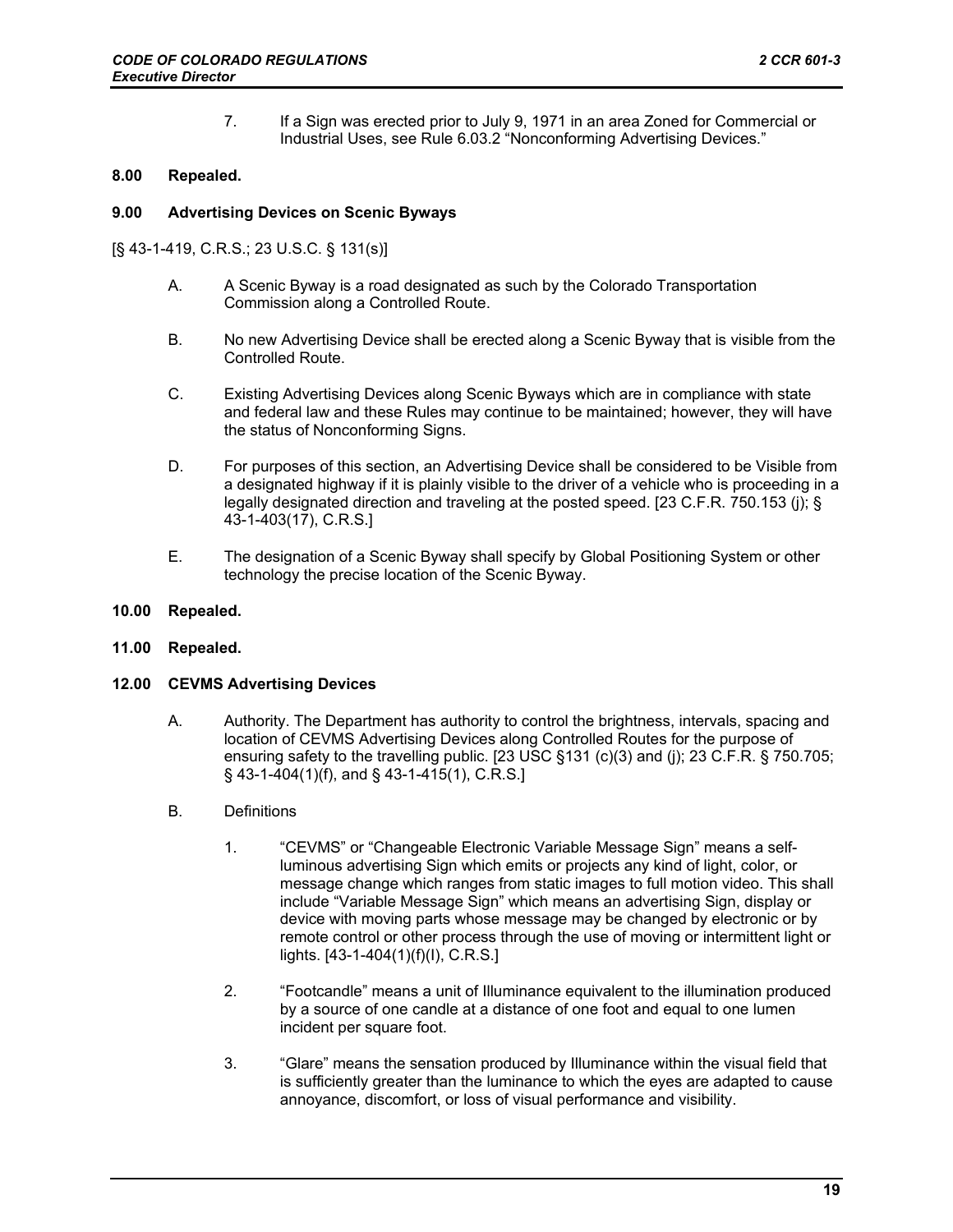7. If a Sign was erected prior to July 9, 1971 in an area Zoned for Commercial or Industrial Uses, see Rule 6.03.2 "Nonconforming Advertising Devices."

## 8.00 Repealed.

## 9.00 Advertising Devices on Scenic Byways

[§ 43-1-419, C.R.S.; 23 U.S.C. § 131(s)]

A. A Scenic Byway is a road designated as such by the Colorado Transportation Commission along a Controlled Route.

B. No new Advertising Device shall be erected along a Scenic Byway that is visible from the Controlled Route.

C. Existing Advertising Devices along Scenic Byways which are in compliance with state and federal law and these Rules may continue to be maintained; however, they will have the status of Nonconforming Signs.

D. For purposes of this section, an Advertising Device shall be considered to be Visible from a designated highway if it is plainly visible to the driver of a vehicle who is proceeding in a legally designated direction and traveling at the posted speed. [23 C.F.R. 750.153 (j); § 43-1-403(17), C.R.S.]

E. The designation of a Scenic Byway shall specify by Global Positioning System or other technology the precise location of the Scenic Byway.

## 10.00 Repealed.

## 11.00 Repealed.

## 12.00 CEVMS Advertising Devices

A. Authority. The Department has authority to control the brightness, intervals, spacing and location of CEVMS Advertising Devices along Controlled Routes for the purpose of ensuring safety to the travelling public. [23 USC §131 (c)(3) and (j); 23 C.F.R. § 750.705; § 43-1-404(1)(f), and § 43-1-415(1), C.R.S.]

B. Definitions

1. "CEVMS" or "Changeable Electronic Variable Message Sign" means a self-luminous advertising Sign which emits or projects any kind of light, color, or message change which ranges from static images to full motion video. This shall include "Variable Message Sign" which means an advertising Sign, display or device with moving parts whose message may be changed by electronic or by remote control or other process through the use of moving or intermittent light or lights. [43-1-404(1)(f)(I), C.R.S.]

2. "Footcandle" means a unit of Illuminance equivalent to the illumination produced by a source of one candle at a distance of one foot and equal to one lumen incident per square foot.

3. "Glare" means the sensation produced by Illuminance within the visual field that is sufficiently greater than the luminance to which the eyes are adapted to cause annoyance, discomfort, or loss of visual performance and visibility.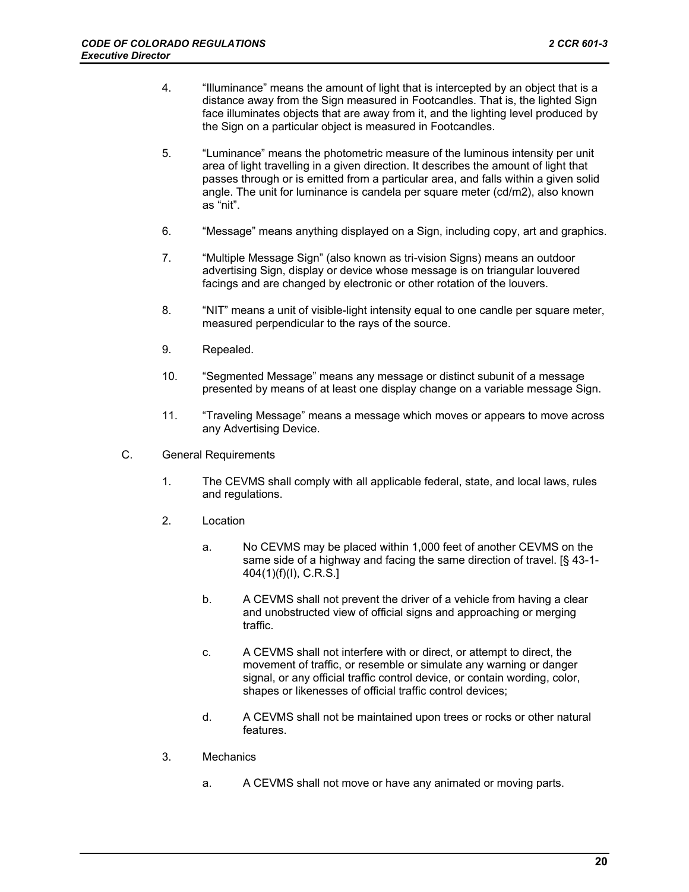4. "Illuminance" means the amount of light that is intercepted by an object that is a distance away from the Sign measured in Footcandles. That is, the lighted Sign face illuminates objects that are away from it, and the lighting level produced by the Sign on a particular object is measured in Footcandles.

5. "Luminance" means the photometric measure of the luminous intensity per unit area of light travelling in a given direction. It describes the amount of light that passes through or is emitted from a particular area, and falls within a given solid angle. The unit for luminance is candela per square meter (cd/m2), also known as "nit".

6. "Message" means anything displayed on a Sign, including copy, art and graphics.

7. "Multiple Message Sign" (also known as tri-vision Signs) means an outdoor advertising Sign, display or device whose message is on triangular louvered facings and are changed by electronic or other rotation of the louvers.

8. "NIT" means a unit of visible-light intensity equal to one candle per square meter, measured perpendicular to the rays of the source.

9. Repealed.

10. "Segmented Message" means any message or distinct subunit of a message presented by means of at least one display change on a variable message Sign.

11. "Traveling Message" means a message which moves or appears to move across any Advertising Device.

C. General Requirements

1. The CEVMS shall comply with all applicable federal, state, and local laws, rules and regulations.

2. Location

   a. No CEVMS may be placed within 1,000 feet of another CEVMS on the same side of a highway and facing the same direction of travel. [§ 43-1-404(1)(f)(I), C.R.S.]

   b. A CEVMS shall not prevent the driver of a vehicle from having a clear and unobstructed view of official signs and approaching or merging traffic.

   c. A CEVMS shall not interfere with or direct, or attempt to direct, the movement of traffic, or resemble or simulate any warning or danger signal, or any official traffic control device, or contain wording, color, shapes or likenesses of official traffic control devices;

   d. A CEVMS shall not be maintained upon trees or rocks or other natural features.

3. Mechanics

   a. A CEVMS shall not move or have any animated or moving parts.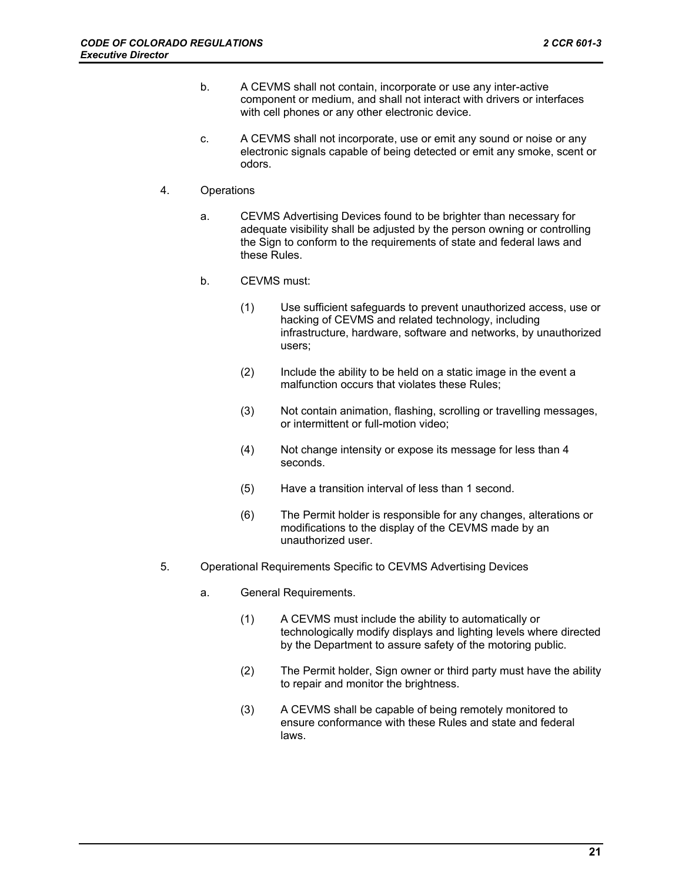b. A CEVMS shall not contain, incorporate or use any inter-active component or medium, and shall not interact with drivers or interfaces with cell phones or any other electronic device.

c. A CEVMS shall not incorporate, use or emit any sound or noise or any electronic signals capable of being detected or emit any smoke, scent or odors.

4. Operations

a. CEVMS Advertising Devices found to be brighter than necessary for adequate visibility shall be adjusted by the person owning or controlling the Sign to conform to the requirements of state and federal laws and these Rules.

b. CEVMS must:

(1) Use sufficient safeguards to prevent unauthorized access, use or hacking of CEVMS and related technology, including infrastructure, hardware, software and networks, by unauthorized users;

(2) Include the ability to be held on a static image in the event a malfunction occurs that violates these Rules;

(3) Not contain animation, flashing, scrolling or travelling messages, or intermittent or full-motion video;

(4) Not change intensity or expose its message for less than 4 seconds.

(5) Have a transition interval of less than 1 second.

(6) The Permit holder is responsible for any changes, alterations or modifications to the display of the CEVMS made by an unauthorized user.

5. Operational Requirements Specific to CEVMS Advertising Devices

a. General Requirements.

(1) A CEVMS must include the ability to automatically or technologically modify displays and lighting levels where directed by the Department to assure safety of the motoring public.

(2) The Permit holder, Sign owner or third party must have the ability to repair and monitor the brightness.

(3) A CEVMS shall be capable of being remotely monitored to ensure conformance with these Rules and state and federal laws.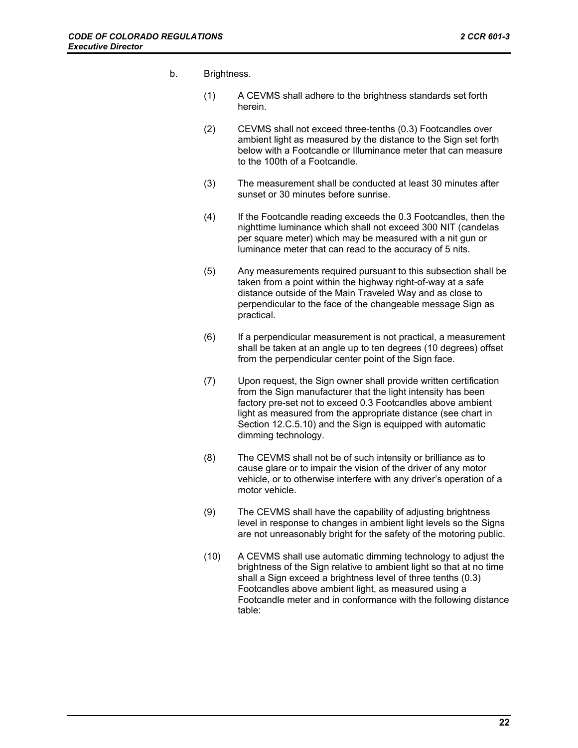b. Brightness.

(1) A CEVMS shall adhere to the brightness standards set forth herein.

(2) CEVMS shall not exceed three-tenths (0.3) Footcandles over ambient light as measured by the distance to the Sign set forth below with a Footcandle or Illuminance meter that can measure to the 100th of a Footcandle.

(3) The measurement shall be conducted at least 30 minutes after sunset or 30 minutes before sunrise.

(4) If the Footcandle reading exceeds the 0.3 Footcandles, then the nighttime luminance which shall not exceed 300 NIT (candelas per square meter) which may be measured with a nit gun or luminance meter that can read to the accuracy of 5 nits.

(5) Any measurements required pursuant to this subsection shall be taken from a point within the highway right-of-way at a safe distance outside of the Main Traveled Way and as close to perpendicular to the face of the changeable message Sign as practical.

(6) If a perpendicular measurement is not practical, a measurement shall be taken at an angle up to ten degrees (10 degrees) offset from the perpendicular center point of the Sign face.

(7) Upon request, the Sign owner shall provide written certification from the Sign manufacturer that the light intensity has been factory pre-set not to exceed 0.3 Footcandles above ambient light as measured from the appropriate distance (see chart in Section 12.C.5.10) and the Sign is equipped with automatic dimming technology.

(8) The CEVMS shall not be of such intensity or brilliance as to cause glare or to impair the vision of the driver of any motor vehicle, or to otherwise interfere with any driver's operation of a motor vehicle.

(9) The CEVMS shall have the capability of adjusting brightness level in response to changes in ambient light levels so the Signs are not unreasonably bright for the safety of the motoring public.

(10) A CEVMS shall use automatic dimming technology to adjust the brightness of the Sign relative to ambient light so that at no time shall a Sign exceed a brightness level of three tenths (0.3) Footcandles above ambient light, as measured using a Footcandle meter and in conformance with the following distance table: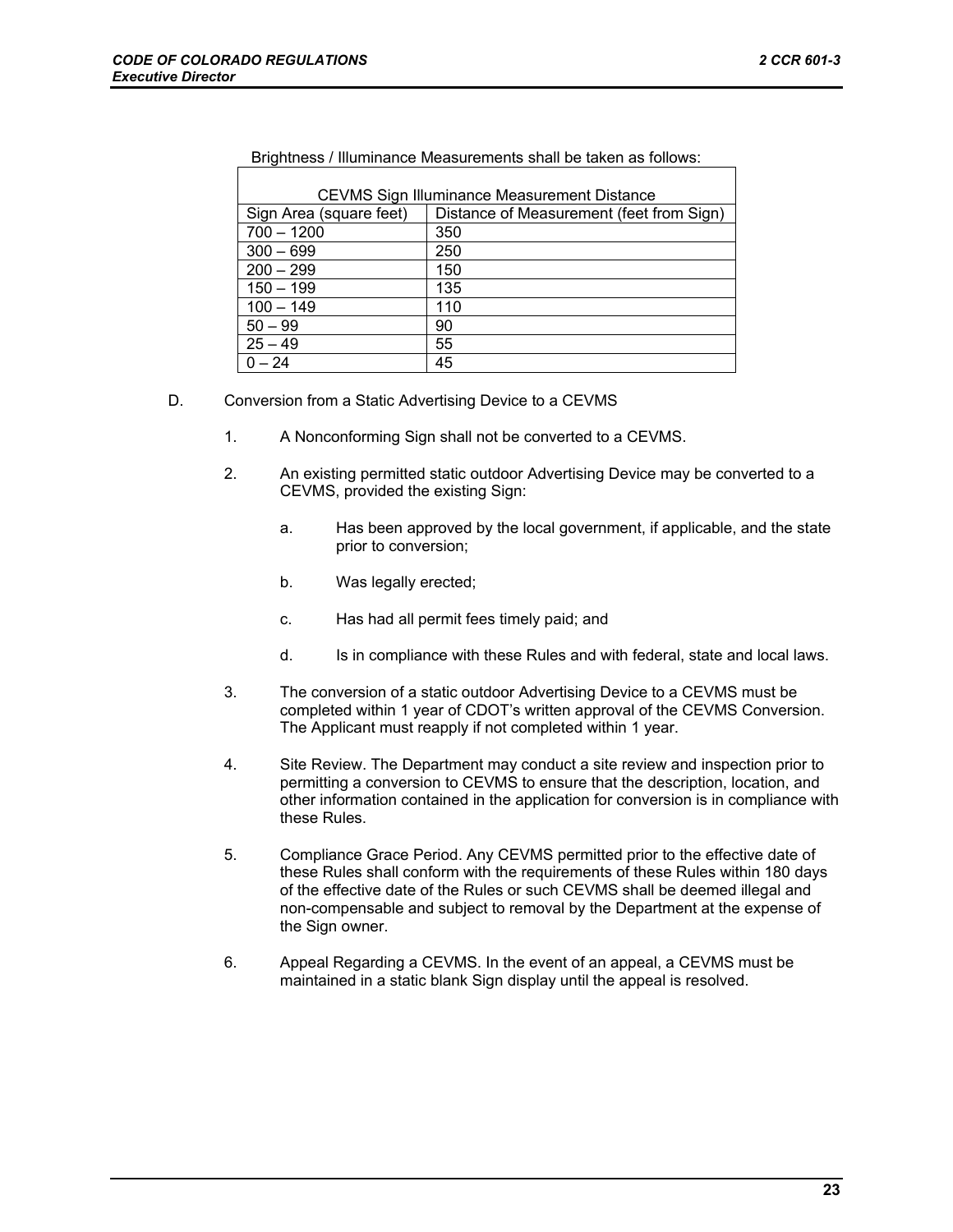Brightness / Illuminance Measurements shall be taken as follows:

| CEVMS Sign Illuminance Measurement Distance | |
|---|---|
| Sign Area (square feet) | Distance of Measurement (feet from Sign) |
| 700 – 1200 | 350 |
| 300 – 699 | 250 |
| 200 – 299 | 150 |
| 150 – 199 | 135 |
| 100 – 149 | 110 |
| 50 – 99 | 90 |
| 25 – 49 | 55 |
| 0 – 24 | 45 |

D. Conversion from a Static Advertising Device to a CEVMS

1. A Nonconforming Sign shall not be converted to a CEVMS.

2. An existing permitted static outdoor Advertising Device may be converted to a CEVMS, provided the existing Sign:

   a. Has been approved by the local government, if applicable, and the state prior to conversion;

   b. Was legally erected;

   c. Has had all permit fees timely paid; and

   d. Is in compliance with these Rules and with federal, state and local laws.

3. The conversion of a static outdoor Advertising Device to a CEVMS must be completed within 1 year of CDOT's written approval of the CEVMS Conversion. The Applicant must reapply if not completed within 1 year.

4. Site Review. The Department may conduct a site review and inspection prior to permitting a conversion to CEVMS to ensure that the description, location, and other information contained in the application for conversion is in compliance with these Rules.

5. Compliance Grace Period. Any CEVMS permitted prior to the effective date of these Rules shall conform with the requirements of these Rules within 180 days of the effective date of the Rules or such CEVMS shall be deemed illegal and non-compensable and subject to removal by the Department at the expense of the Sign owner.

6. Appeal Regarding a CEVMS. In the event of an appeal, a CEVMS must be maintained in a static blank Sign display until the appeal is resolved.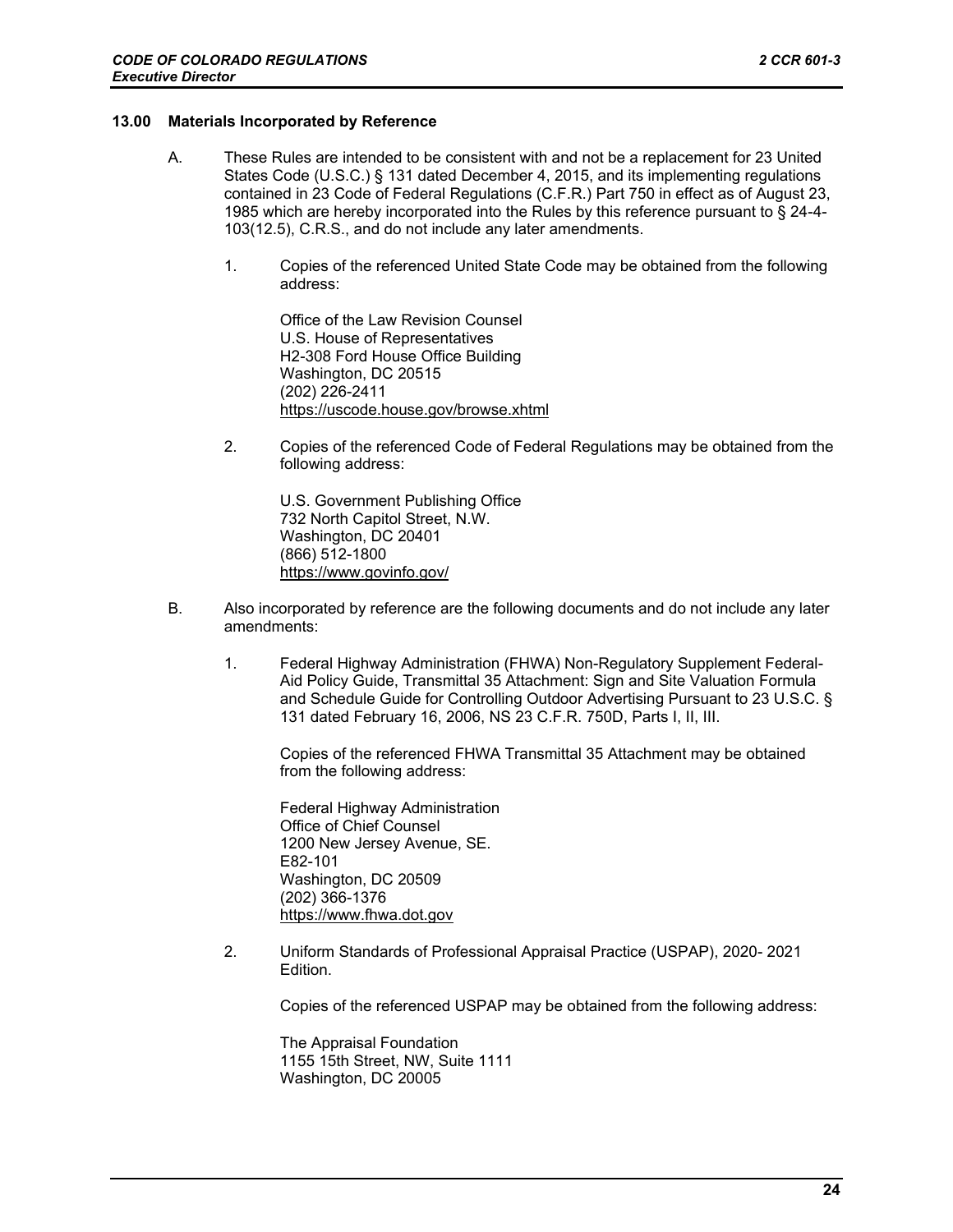## 13.00 Materials Incorporated by Reference

A. These Rules are intended to be consistent with and not be a replacement for 23 United States Code (U.S.C.) § 131 dated December 4, 2015, and its implementing regulations contained in 23 Code of Federal Regulations (C.F.R.) Part 750 in effect as of August 23, 1985 which are hereby incorporated into the Rules by this reference pursuant to § 24-4-103(12.5), C.R.S., and do not include any later amendments.

1. Copies of the referenced United State Code may be obtained from the following address:

   Office of the Law Revision Counsel
   U.S. House of Representatives
   H2-308 Ford House Office Building
   Washington, DC 20515
   (202) 226-2411
   https://uscode.house.gov/browse.xhtml

2. Copies of the referenced Code of Federal Regulations may be obtained from the following address:

   U.S. Government Publishing Office
   732 North Capitol Street, N.W.
   Washington, DC 20401
   (866) 512-1800
   https://www.govinfo.gov/

B. Also incorporated by reference are the following documents and do not include any later amendments:

1. Federal Highway Administration (FHWA) Non-Regulatory Supplement Federal-Aid Policy Guide, Transmittal 35 Attachment: Sign and Site Valuation Formula and Schedule Guide for Controlling Outdoor Advertising Pursuant to 23 U.S.C. § 131 dated February 16, 2006, NS 23 C.F.R. 750D, Parts I, II, III.

   Copies of the referenced FHWA Transmittal 35 Attachment may be obtained from the following address:

   Federal Highway Administration
   Office of Chief Counsel
   1200 New Jersey Avenue, SE.
   E82-101
   Washington, DC 20509
   (202) 366-1376
   https://www.fhwa.dot.gov

2. Uniform Standards of Professional Appraisal Practice (USPAP), 2020- 2021 Edition.

   Copies of the referenced USPAP may be obtained from the following address:

   The Appraisal Foundation
   1155 15th Street, NW, Suite 1111
   Washington, DC 20005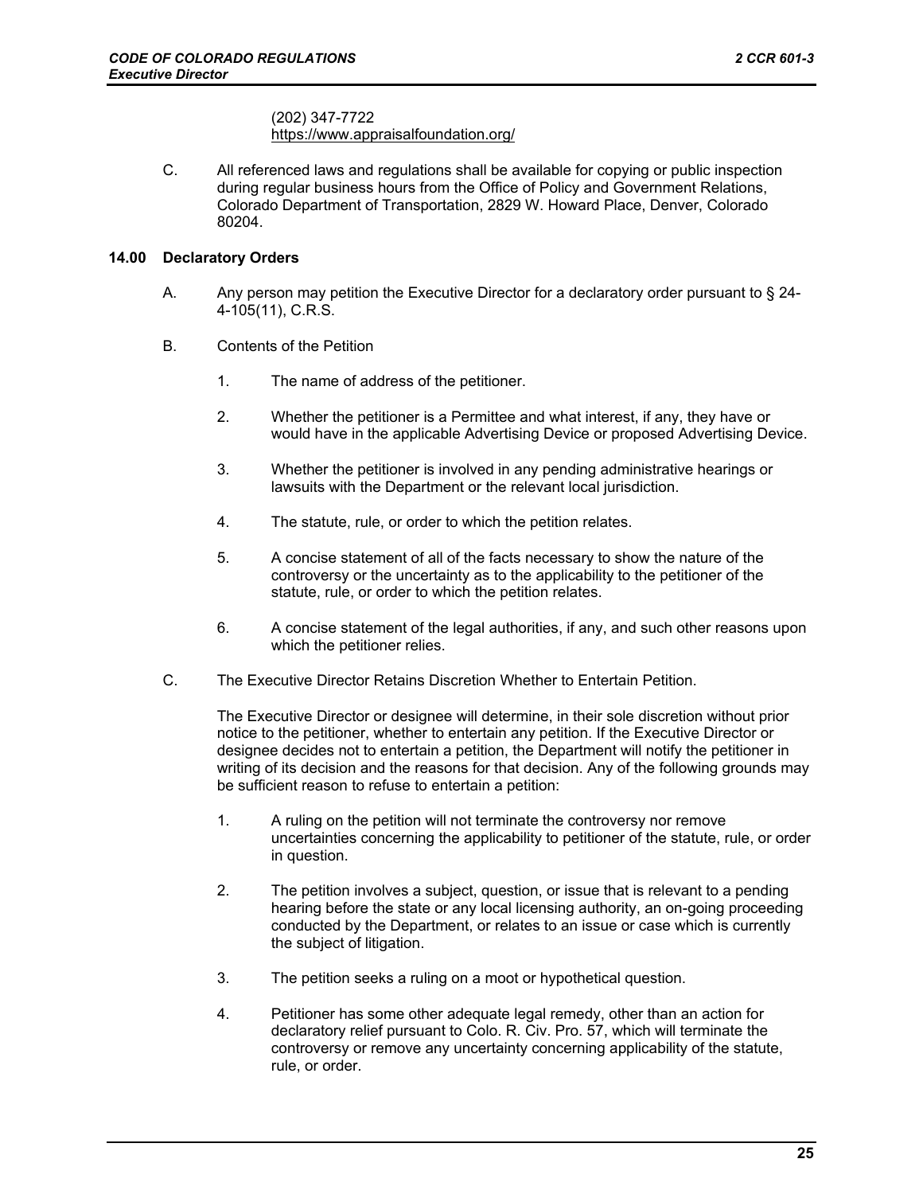(202) 347-7722
https://www.appraisalfoundation.org/

C. All referenced laws and regulations shall be available for copying or public inspection during regular business hours from the Office of Policy and Government Relations, Colorado Department of Transportation, 2829 W. Howard Place, Denver, Colorado 80204.

## 14.00 Declaratory Orders

A. Any person may petition the Executive Director for a declaratory order pursuant to § 24-4-105(11), C.R.S.

B. Contents of the Petition

1. The name of address of the petitioner.

2. Whether the petitioner is a Permittee and what interest, if any, they have or would have in the applicable Advertising Device or proposed Advertising Device.

3. Whether the petitioner is involved in any pending administrative hearings or lawsuits with the Department or the relevant local jurisdiction.

4. The statute, rule, or order to which the petition relates.

5. A concise statement of all of the facts necessary to show the nature of the controversy or the uncertainty as to the applicability to the petitioner of the statute, rule, or order to which the petition relates.

6. A concise statement of the legal authorities, if any, and such other reasons upon which the petitioner relies.

C. The Executive Director Retains Discretion Whether to Entertain Petition.

The Executive Director or designee will determine, in their sole discretion without prior notice to the petitioner, whether to entertain any petition. If the Executive Director or designee decides not to entertain a petition, the Department will notify the petitioner in writing of its decision and the reasons for that decision. Any of the following grounds may be sufficient reason to refuse to entertain a petition:

1. A ruling on the petition will not terminate the controversy nor remove uncertainties concerning the applicability to petitioner of the statute, rule, or order in question.

2. The petition involves a subject, question, or issue that is relevant to a pending hearing before the state or any local licensing authority, an on-going proceeding conducted by the Department, or relates to an issue or case which is currently the subject of litigation.

3. The petition seeks a ruling on a moot or hypothetical question.

4. Petitioner has some other adequate legal remedy, other than an action for declaratory relief pursuant to Colo. R. Civ. Pro. 57, which will terminate the controversy or remove any uncertainty concerning applicability of the statute, rule, or order.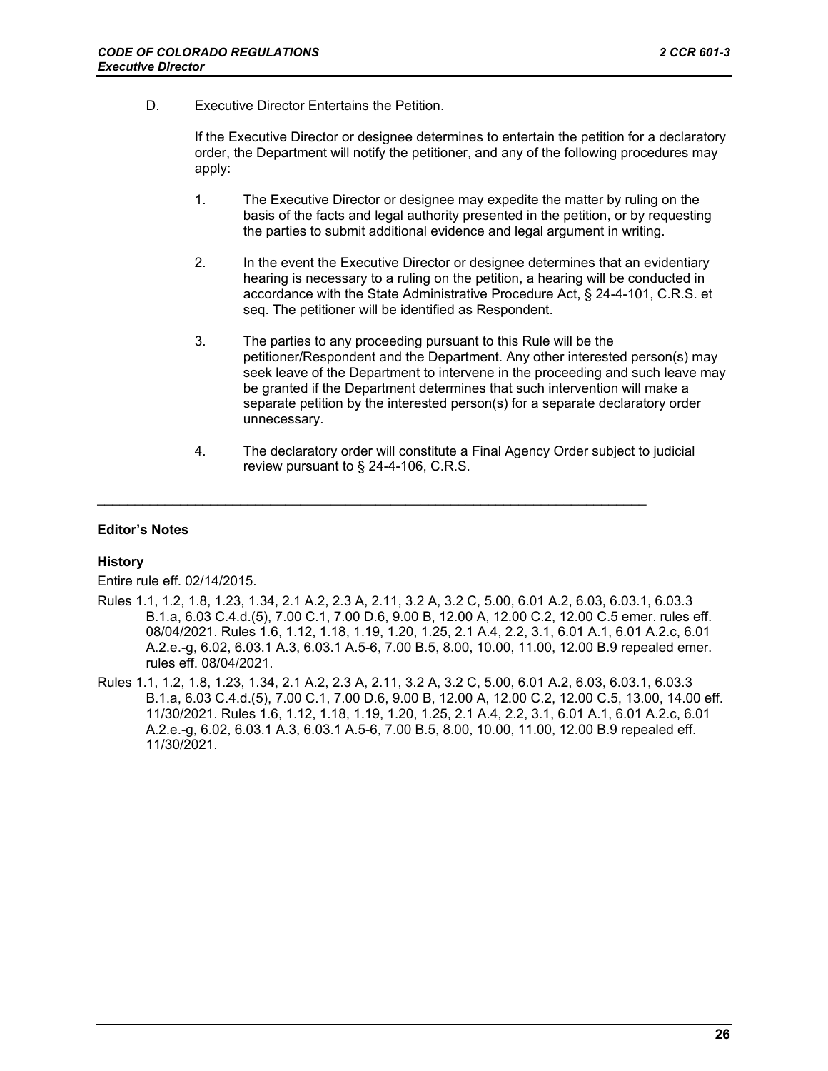D. Executive Director Entertains the Petition.

If the Executive Director or designee determines to entertain the petition for a declaratory order, the Department will notify the petitioner, and any of the following procedures may apply:

1. The Executive Director or designee may expedite the matter by ruling on the basis of the facts and legal authority presented in the petition, or by requesting the parties to submit additional evidence and legal argument in writing.

2. In the event the Executive Director or designee determines that an evidentiary hearing is necessary to a ruling on the petition, a hearing will be conducted in accordance with the State Administrative Procedure Act, § 24-4-101, C.R.S. et seq. The petitioner will be identified as Respondent.

3. The parties to any proceeding pursuant to this Rule will be the petitioner/Respondent and the Department. Any other interested person(s) may seek leave of the Department to intervene in the proceeding and such leave may be granted if the Department determines that such intervention will make a separate petition by the interested person(s) for a separate declaratory order unnecessary.

4. The declaratory order will constitute a Final Agency Order subject to judicial review pursuant to § 24-4-106, C.R.S.

---

**Editor's Notes**

**History**

Entire rule eff. 02/14/2015.

Rules 1.1, 1.2, 1.8, 1.23, 1.34, 2.1 A.2, 2.3 A, 2.11, 3.2 A, 3.2 C, 5.00, 6.01 A.2, 6.03, 6.03.1, 6.03.3 B.1.a, 6.03 C.4.d.(5), 7.00 C.1, 7.00 D.6, 9.00 B, 12.00 A, 12.00 C.2, 12.00 C.5 emer. rules eff. 08/04/2021. Rules 1.6, 1.12, 1.18, 1.19, 1.20, 1.25, 2.1 A.4, 2.2, 3.1, 6.01 A.1, 6.01 A.2.c, 6.01 A.2.e.-g, 6.02, 6.03.1 A.3, 6.03.1 A.5-6, 7.00 B.5, 8.00, 10.00, 11.00, 12.00 B.9 repealed emer. rules eff. 08/04/2021.

Rules 1.1, 1.2, 1.8, 1.23, 1.34, 2.1 A.2, 2.3 A, 2.11, 3.2 A, 3.2 C, 5.00, 6.01 A.2, 6.03, 6.03.1, 6.03.3 B.1.a, 6.03 C.4.d.(5), 7.00 C.1, 7.00 D.6, 9.00 B, 12.00 A, 12.00 C.2, 12.00 C.5, 13.00, 14.00 eff. 11/30/2021. Rules 1.6, 1.12, 1.18, 1.19, 1.20, 1.25, 2.1 A.4, 2.2, 3.1, 6.01 A.1, 6.01 A.2.c, 6.01 A.2.e.-g, 6.02, 6.03.1 A.3, 6.03.1 A.5-6, 7.00 B.5, 8.00, 10.00, 11.00, 12.00 B.9 repealed eff. 11/30/2021.